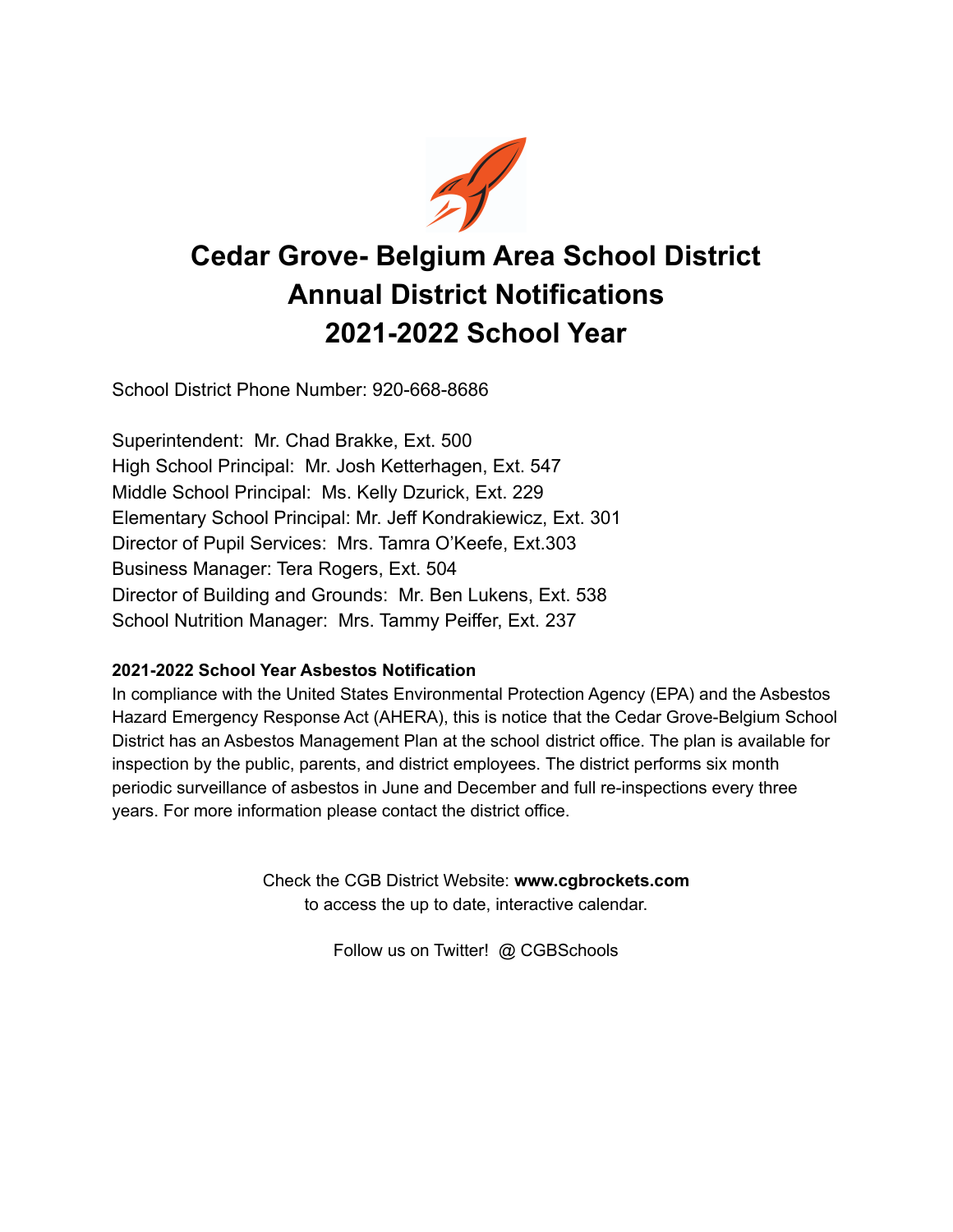# Cedar Grove- Belgium Area School District
# Annual District Notifications
# 2021-2022 School Year

School District Phone Number: 920-668-8686

Superintendent: Mr. Chad Brakke, Ext. 500
High School Principal: Mr. Josh Ketterhagen, Ext. 547
Middle School Principal: Ms. Kelly Dzurick, Ext. 229
Elementary School Principal: Mr. Jeff Kondrakiewicz, Ext. 301
Director of Pupil Services: Mrs. Tamra O'Keefe, Ext.303
Business Manager: Tera Rogers, Ext. 504
Director of Building and Grounds: Mr. Ben Lukens, Ext. 538
School Nutrition Manager: Mrs. Tammy Peiffer, Ext. 237

**2021-2022 School Year Asbestos Notification**

In compliance with the United States Environmental Protection Agency (EPA) and the Asbestos Hazard Emergency Response Act (AHERA), this is notice that the Cedar Grove-Belgium School District has an Asbestos Management Plan at the school district office. The plan is available for inspection by the public, parents, and district employees. The district performs six month periodic surveillance of asbestos in June and December and full re-inspections every three years. For more information please contact the district office.

Check the CGB District Website: **www.cgbrockets.com**
to access the up to date, interactive calendar.

Follow us on Twitter! @ CGBSchools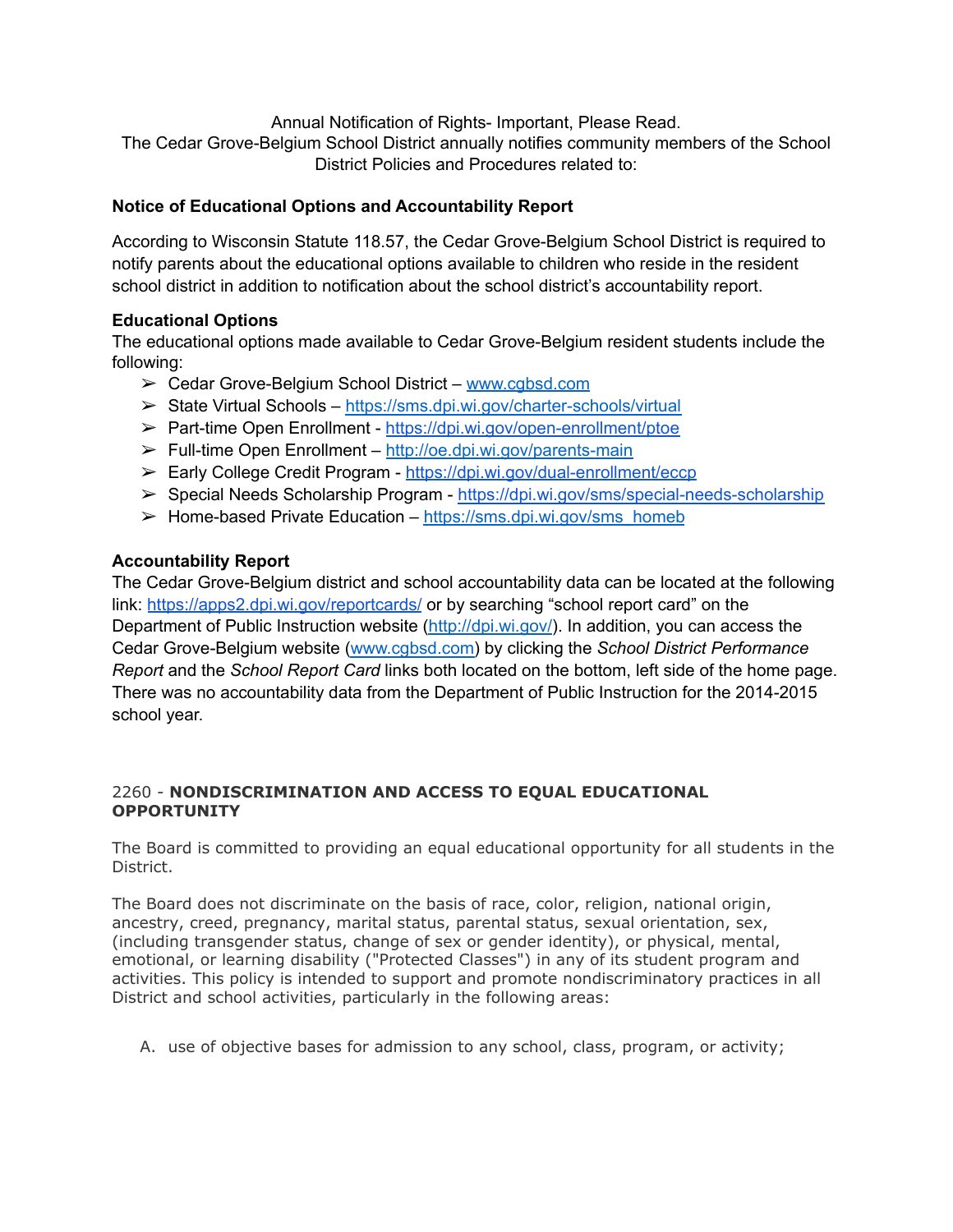Annual Notification of Rights- Important, Please Read.
The Cedar Grove-Belgium School District annually notifies community members of the School District Policies and Procedures related to:

### Notice of Educational Options and Accountability Report

According to Wisconsin Statute 118.57, the Cedar Grove-Belgium School District is required to notify parents about the educational options available to children who reside in the resident school district in addition to notification about the school district's accountability report.

### Educational Options

The educational options made available to Cedar Grove-Belgium resident students include the following:

- Cedar Grove-Belgium School District – www.cgbsd.com
- State Virtual Schools – https://sms.dpi.wi.gov/charter-schools/virtual
- Part-time Open Enrollment - https://dpi.wi.gov/open-enrollment/ptoe
- Full-time Open Enrollment – http://oe.dpi.wi.gov/parents-main
- Early College Credit Program - https://dpi.wi.gov/dual-enrollment/eccp
- Special Needs Scholarship Program - https://dpi.wi.gov/sms/special-needs-scholarship
- Home-based Private Education – https://sms.dpi.wi.gov/sms_homeb

### Accountability Report

The Cedar Grove-Belgium district and school accountability data can be located at the following link: https://apps2.dpi.wi.gov/reportcards/ or by searching "school report card" on the Department of Public Instruction website (http://dpi.wi.gov/). In addition, you can access the Cedar Grove-Belgium website (www.cgbsd.com) by clicking the *School District Performance Report* and the *School Report Card* links both located on the bottom, left side of the home page. There was no accountability data from the Department of Public Instruction for the 2014-2015 school year.

## 2260 - **NONDISCRIMINATION AND ACCESS TO EQUAL EDUCATIONAL OPPORTUNITY**

The Board is committed to providing an equal educational opportunity for all students in the District.

The Board does not discriminate on the basis of race, color, religion, national origin, ancestry, creed, pregnancy, marital status, parental status, sexual orientation, sex, (including transgender status, change of sex or gender identity), or physical, mental, emotional, or learning disability ("Protected Classes") in any of its student program and activities. This policy is intended to support and promote nondiscriminatory practices in all District and school activities, particularly in the following areas:

A. use of objective bases for admission to any school, class, program, or activity;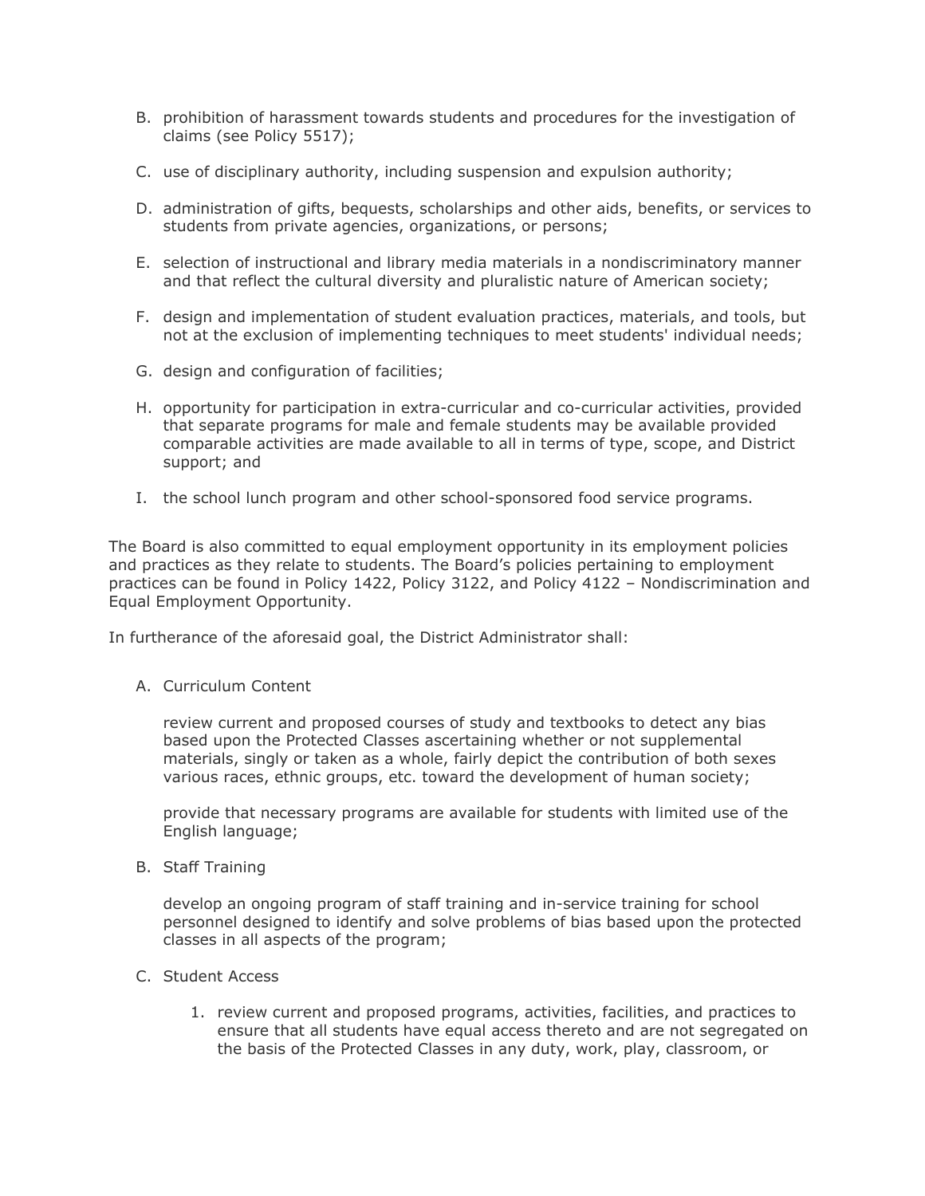B. prohibition of harassment towards students and procedures for the investigation of claims (see Policy 5517);

C. use of disciplinary authority, including suspension and expulsion authority;

D. administration of gifts, bequests, scholarships and other aids, benefits, or services to students from private agencies, organizations, or persons;

E. selection of instructional and library media materials in a nondiscriminatory manner and that reflect the cultural diversity and pluralistic nature of American society;

F. design and implementation of student evaluation practices, materials, and tools, but not at the exclusion of implementing techniques to meet students' individual needs;

G. design and configuration of facilities;

H. opportunity for participation in extra-curricular and co-curricular activities, provided that separate programs for male and female students may be available provided comparable activities are made available to all in terms of type, scope, and District support; and

I. the school lunch program and other school-sponsored food service programs.

The Board is also committed to equal employment opportunity in its employment policies and practices as they relate to students. The Board's policies pertaining to employment practices can be found in Policy 1422, Policy 3122, and Policy 4122 – Nondiscrimination and Equal Employment Opportunity.

In furtherance of the aforesaid goal, the District Administrator shall:

A. Curriculum Content

   review current and proposed courses of study and textbooks to detect any bias based upon the Protected Classes ascertaining whether or not supplemental materials, singly or taken as a whole, fairly depict the contribution of both sexes various races, ethnic groups, etc. toward the development of human society;

   provide that necessary programs are available for students with limited use of the English language;

B. Staff Training

   develop an ongoing program of staff training and in-service training for school personnel designed to identify and solve problems of bias based upon the protected classes in all aspects of the program;

C. Student Access

   1. review current and proposed programs, activities, facilities, and practices to ensure that all students have equal access thereto and are not segregated on the basis of the Protected Classes in any duty, work, play, classroom, or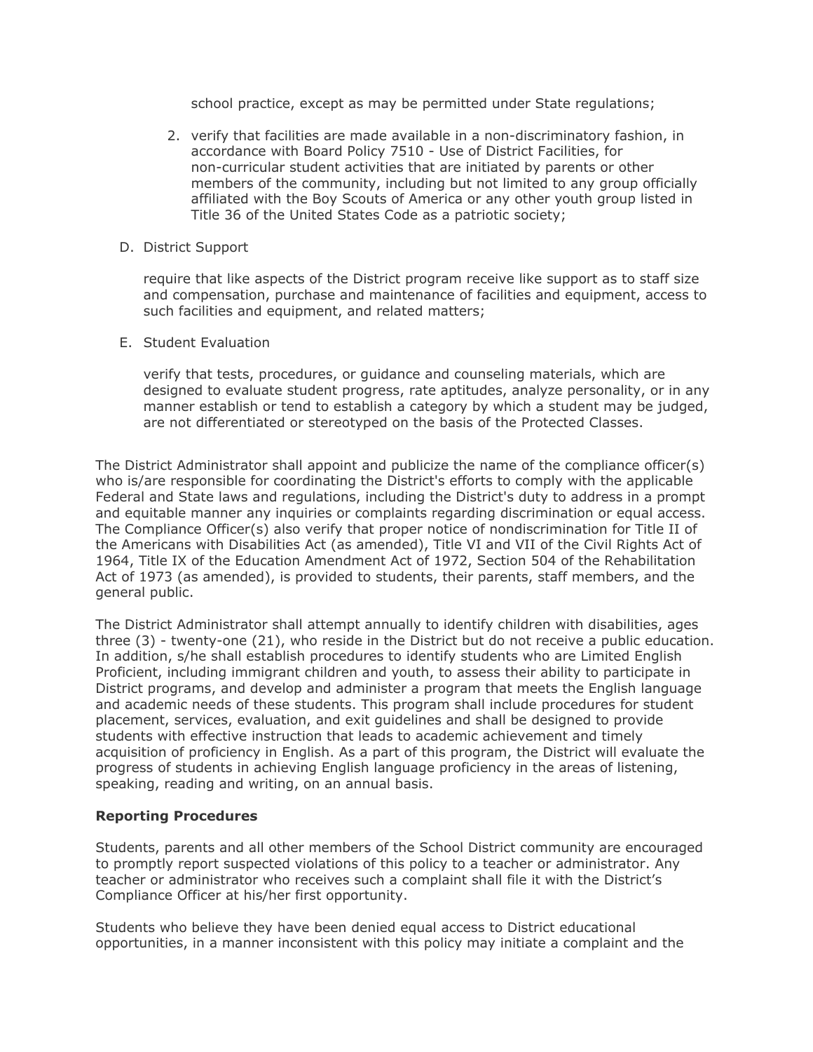school practice, except as may be permitted under State regulations;

2. verify that facilities are made available in a non-discriminatory fashion, in accordance with Board Policy 7510 - Use of District Facilities, for non-curricular student activities that are initiated by parents or other members of the community, including but not limited to any group officially affiliated with the Boy Scouts of America or any other youth group listed in Title 36 of the United States Code as a patriotic society;

D. District Support

   require that like aspects of the District program receive like support as to staff size and compensation, purchase and maintenance of facilities and equipment, access to such facilities and equipment, and related matters;

E. Student Evaluation

   verify that tests, procedures, or guidance and counseling materials, which are designed to evaluate student progress, rate aptitudes, analyze personality, or in any manner establish or tend to establish a category by which a student may be judged, are not differentiated or stereotyped on the basis of the Protected Classes.

The District Administrator shall appoint and publicize the name of the compliance officer(s) who is/are responsible for coordinating the District's efforts to comply with the applicable Federal and State laws and regulations, including the District's duty to address in a prompt and equitable manner any inquiries or complaints regarding discrimination or equal access. The Compliance Officer(s) also verify that proper notice of nondiscrimination for Title II of the Americans with Disabilities Act (as amended), Title VI and VII of the Civil Rights Act of 1964, Title IX of the Education Amendment Act of 1972, Section 504 of the Rehabilitation Act of 1973 (as amended), is provided to students, their parents, staff members, and the general public.

The District Administrator shall attempt annually to identify children with disabilities, ages three (3) - twenty-one (21), who reside in the District but do not receive a public education. In addition, s/he shall establish procedures to identify students who are Limited English Proficient, including immigrant children and youth, to assess their ability to participate in District programs, and develop and administer a program that meets the English language and academic needs of these students. This program shall include procedures for student placement, services, evaluation, and exit guidelines and shall be designed to provide students with effective instruction that leads to academic achievement and timely acquisition of proficiency in English. As a part of this program, the District will evaluate the progress of students in achieving English language proficiency in the areas of listening, speaking, reading and writing, on an annual basis.

**Reporting Procedures**

Students, parents and all other members of the School District community are encouraged to promptly report suspected violations of this policy to a teacher or administrator. Any teacher or administrator who receives such a complaint shall file it with the District's Compliance Officer at his/her first opportunity.

Students who believe they have been denied equal access to District educational opportunities, in a manner inconsistent with this policy may initiate a complaint and the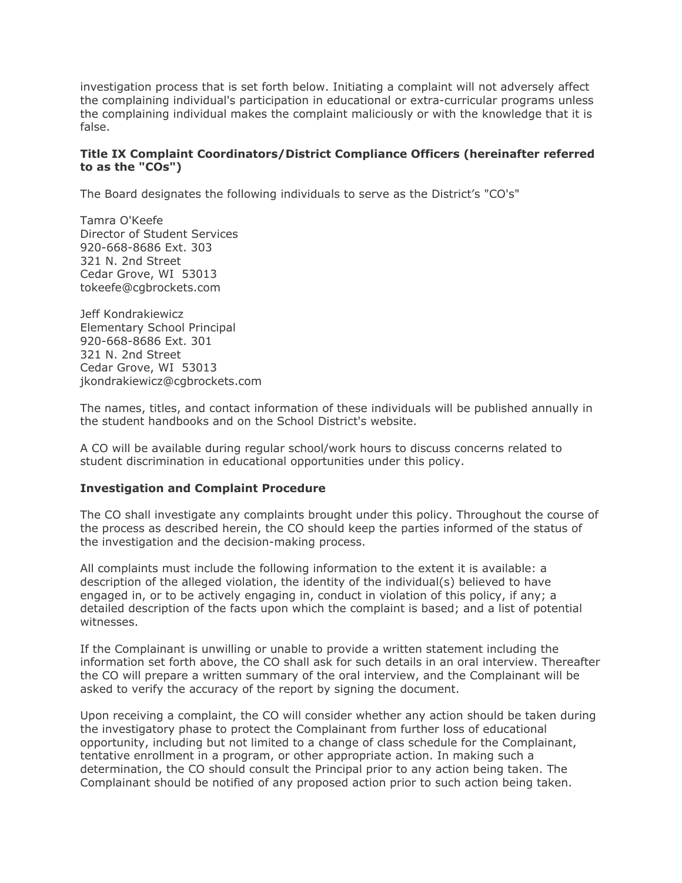investigation process that is set forth below. Initiating a complaint will not adversely affect the complaining individual's participation in educational or extra-curricular programs unless the complaining individual makes the complaint maliciously or with the knowledge that it is false.

**Title IX Complaint Coordinators/District Compliance Officers (hereinafter referred to as the "COs")**

The Board designates the following individuals to serve as the District's "CO's"

Tamra O'Keefe
Director of Student Services
920-668-8686 Ext. 303
321 N. 2nd Street
Cedar Grove, WI 53013
tokeefe@cgbrockets.com

Jeff Kondrakiewicz
Elementary School Principal
920-668-8686 Ext. 301
321 N. 2nd Street
Cedar Grove, WI 53013
jkondrakiewicz@cgbrockets.com

The names, titles, and contact information of these individuals will be published annually in the student handbooks and on the School District's website.

A CO will be available during regular school/work hours to discuss concerns related to student discrimination in educational opportunities under this policy.

**Investigation and Complaint Procedure**

The CO shall investigate any complaints brought under this policy. Throughout the course of the process as described herein, the CO should keep the parties informed of the status of the investigation and the decision-making process.

All complaints must include the following information to the extent it is available: a description of the alleged violation, the identity of the individual(s) believed to have engaged in, or to be actively engaging in, conduct in violation of this policy, if any; a detailed description of the facts upon which the complaint is based; and a list of potential witnesses.

If the Complainant is unwilling or unable to provide a written statement including the information set forth above, the CO shall ask for such details in an oral interview. Thereafter the CO will prepare a written summary of the oral interview, and the Complainant will be asked to verify the accuracy of the report by signing the document.

Upon receiving a complaint, the CO will consider whether any action should be taken during the investigatory phase to protect the Complainant from further loss of educational opportunity, including but not limited to a change of class schedule for the Complainant, tentative enrollment in a program, or other appropriate action. In making such a determination, the CO should consult the Principal prior to any action being taken. The Complainant should be notified of any proposed action prior to such action being taken.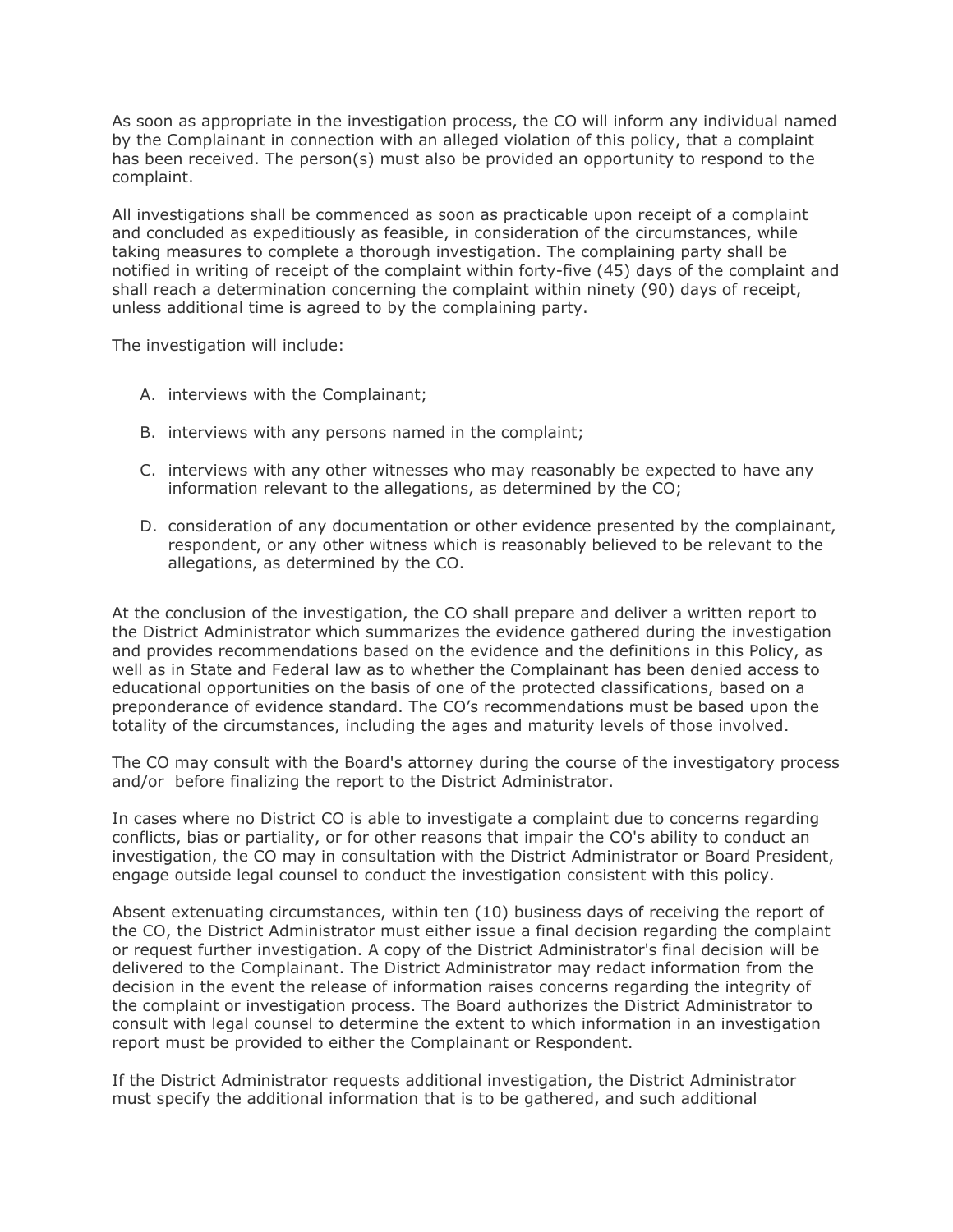As soon as appropriate in the investigation process, the CO will inform any individual named by the Complainant in connection with an alleged violation of this policy, that a complaint has been received. The person(s) must also be provided an opportunity to respond to the complaint.

All investigations shall be commenced as soon as practicable upon receipt of a complaint and concluded as expeditiously as feasible, in consideration of the circumstances, while taking measures to complete a thorough investigation. The complaining party shall be notified in writing of receipt of the complaint within forty-five (45) days of the complaint and shall reach a determination concerning the complaint within ninety (90) days of receipt, unless additional time is agreed to by the complaining party.

The investigation will include:

A. interviews with the Complainant;

B. interviews with any persons named in the complaint;

C. interviews with any other witnesses who may reasonably be expected to have any information relevant to the allegations, as determined by the CO;

D. consideration of any documentation or other evidence presented by the complainant, respondent, or any other witness which is reasonably believed to be relevant to the allegations, as determined by the CO.

At the conclusion of the investigation, the CO shall prepare and deliver a written report to the District Administrator which summarizes the evidence gathered during the investigation and provides recommendations based on the evidence and the definitions in this Policy, as well as in State and Federal law as to whether the Complainant has been denied access to educational opportunities on the basis of one of the protected classifications, based on a preponderance of evidence standard. The CO's recommendations must be based upon the totality of the circumstances, including the ages and maturity levels of those involved.

The CO may consult with the Board's attorney during the course of the investigatory process and/or before finalizing the report to the District Administrator.

In cases where no District CO is able to investigate a complaint due to concerns regarding conflicts, bias or partiality, or for other reasons that impair the CO's ability to conduct an investigation, the CO may in consultation with the District Administrator or Board President, engage outside legal counsel to conduct the investigation consistent with this policy.

Absent extenuating circumstances, within ten (10) business days of receiving the report of the CO, the District Administrator must either issue a final decision regarding the complaint or request further investigation. A copy of the District Administrator's final decision will be delivered to the Complainant. The District Administrator may redact information from the decision in the event the release of information raises concerns regarding the integrity of the complaint or investigation process. The Board authorizes the District Administrator to consult with legal counsel to determine the extent to which information in an investigation report must be provided to either the Complainant or Respondent.

If the District Administrator requests additional investigation, the District Administrator must specify the additional information that is to be gathered, and such additional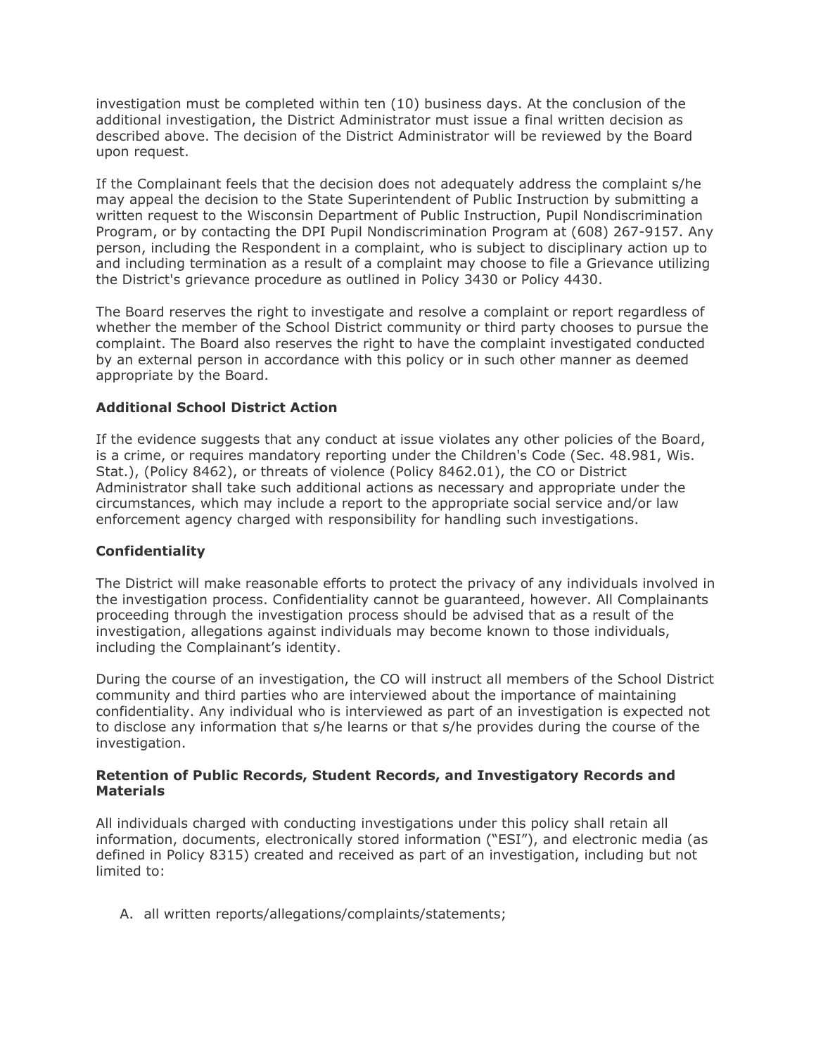investigation must be completed within ten (10) business days. At the conclusion of the additional investigation, the District Administrator must issue a final written decision as described above. The decision of the District Administrator will be reviewed by the Board upon request.

If the Complainant feels that the decision does not adequately address the complaint s/he may appeal the decision to the State Superintendent of Public Instruction by submitting a written request to the Wisconsin Department of Public Instruction, Pupil Nondiscrimination Program, or by contacting the DPI Pupil Nondiscrimination Program at (608) 267-9157. Any person, including the Respondent in a complaint, who is subject to disciplinary action up to and including termination as a result of a complaint may choose to file a Grievance utilizing the District's grievance procedure as outlined in Policy 3430 or Policy 4430.

The Board reserves the right to investigate and resolve a complaint or report regardless of whether the member of the School District community or third party chooses to pursue the complaint. The Board also reserves the right to have the complaint investigated conducted by an external person in accordance with this policy or in such other manner as deemed appropriate by the Board.

**Additional School District Action**

If the evidence suggests that any conduct at issue violates any other policies of the Board, is a crime, or requires mandatory reporting under the Children's Code (Sec. 48.981, Wis. Stat.), (Policy 8462), or threats of violence (Policy 8462.01), the CO or District Administrator shall take such additional actions as necessary and appropriate under the circumstances, which may include a report to the appropriate social service and/or law enforcement agency charged with responsibility for handling such investigations.

**Confidentiality**

The District will make reasonable efforts to protect the privacy of any individuals involved in the investigation process. Confidentiality cannot be guaranteed, however. All Complainants proceeding through the investigation process should be advised that as a result of the investigation, allegations against individuals may become known to those individuals, including the Complainant's identity.

During the course of an investigation, the CO will instruct all members of the School District community and third parties who are interviewed about the importance of maintaining confidentiality. Any individual who is interviewed as part of an investigation is expected not to disclose any information that s/he learns or that s/he provides during the course of the investigation.

**Retention of Public Records, Student Records, and Investigatory Records and Materials**

All individuals charged with conducting investigations under this policy shall retain all information, documents, electronically stored information ("ESI"), and electronic media (as defined in Policy 8315) created and received as part of an investigation, including but not limited to:

A. all written reports/allegations/complaints/statements;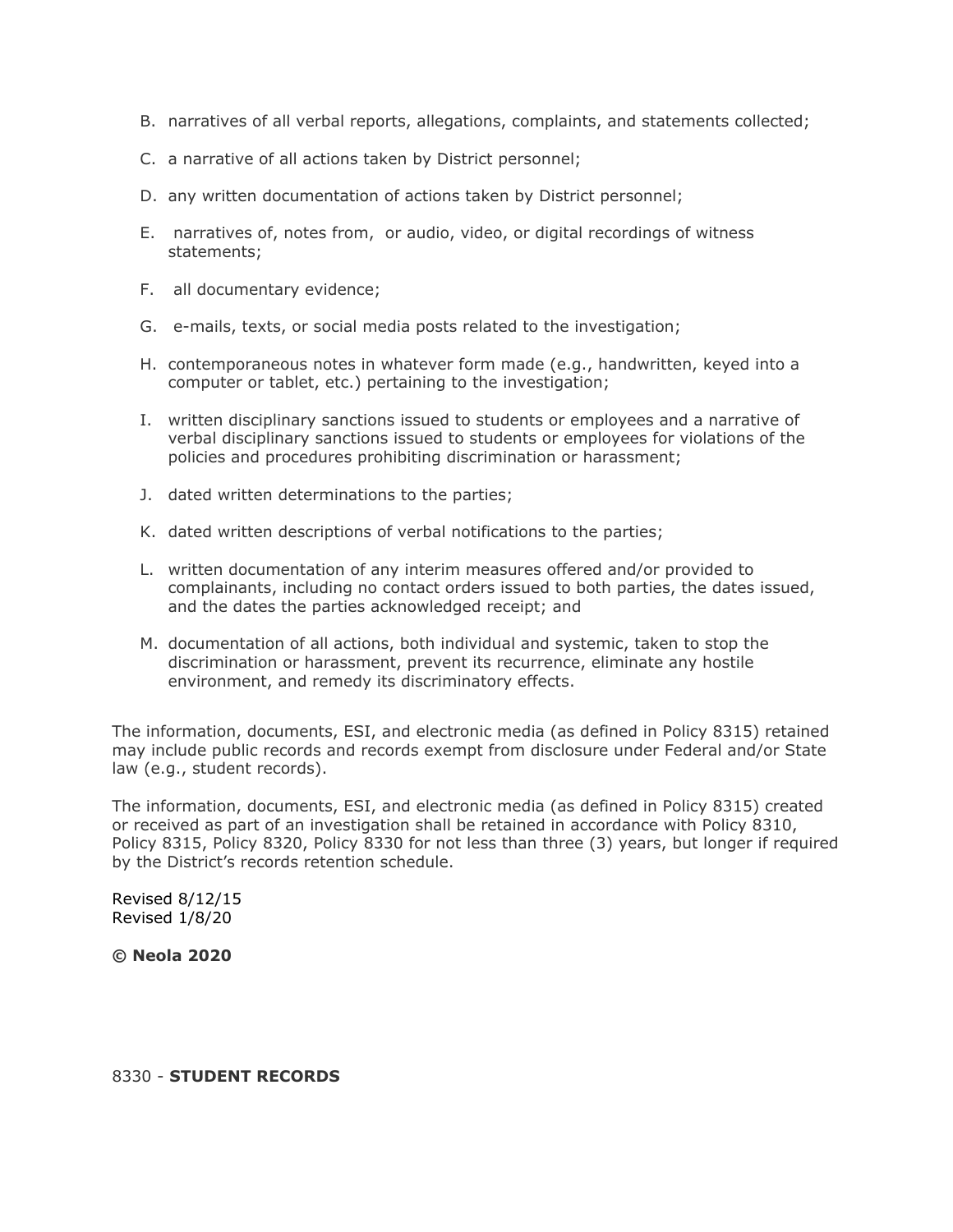B. narratives of all verbal reports, allegations, complaints, and statements collected;

C. a narrative of all actions taken by District personnel;

D. any written documentation of actions taken by District personnel;

E. narratives of, notes from, or audio, video, or digital recordings of witness statements;

F. all documentary evidence;

G. e-mails, texts, or social media posts related to the investigation;

H. contemporaneous notes in whatever form made (e.g., handwritten, keyed into a computer or tablet, etc.) pertaining to the investigation;

I. written disciplinary sanctions issued to students or employees and a narrative of verbal disciplinary sanctions issued to students or employees for violations of the policies and procedures prohibiting discrimination or harassment;

J. dated written determinations to the parties;

K. dated written descriptions of verbal notifications to the parties;

L. written documentation of any interim measures offered and/or provided to complainants, including no contact orders issued to both parties, the dates issued, and the dates the parties acknowledged receipt; and

M. documentation of all actions, both individual and systemic, taken to stop the discrimination or harassment, prevent its recurrence, eliminate any hostile environment, and remedy its discriminatory effects.

The information, documents, ESI, and electronic media (as defined in Policy 8315) retained may include public records and records exempt from disclosure under Federal and/or State law (e.g., student records).

The information, documents, ESI, and electronic media (as defined in Policy 8315) created or received as part of an investigation shall be retained in accordance with Policy 8310, Policy 8315, Policy 8320, Policy 8330 for not less than three (3) years, but longer if required by the District's records retention schedule.

Revised 8/12/15
Revised 1/8/20

**© Neola 2020**

8330 - **STUDENT RECORDS**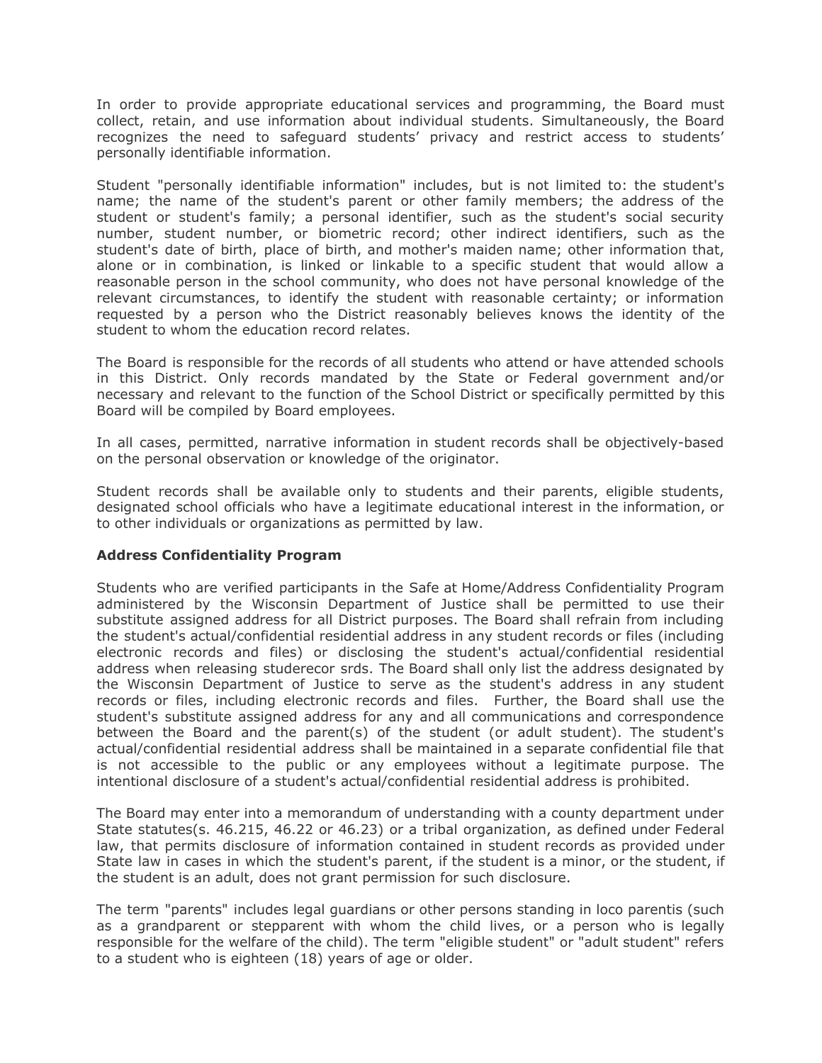In order to provide appropriate educational services and programming, the Board must collect, retain, and use information about individual students. Simultaneously, the Board recognizes the need to safeguard students' privacy and restrict access to students' personally identifiable information.

Student "personally identifiable information" includes, but is not limited to: the student's name; the name of the student's parent or other family members; the address of the student or student's family; a personal identifier, such as the student's social security number, student number, or biometric record; other indirect identifiers, such as the student's date of birth, place of birth, and mother's maiden name; other information that, alone or in combination, is linked or linkable to a specific student that would allow a reasonable person in the school community, who does not have personal knowledge of the relevant circumstances, to identify the student with reasonable certainty; or information requested by a person who the District reasonably believes knows the identity of the student to whom the education record relates.

The Board is responsible for the records of all students who attend or have attended schools in this District. Only records mandated by the State or Federal government and/or necessary and relevant to the function of the School District or specifically permitted by this Board will be compiled by Board employees.

In all cases, permitted, narrative information in student records shall be objectively-based on the personal observation or knowledge of the originator.

Student records shall be available only to students and their parents, eligible students, designated school officials who have a legitimate educational interest in the information, or to other individuals or organizations as permitted by law.

**Address Confidentiality Program**

Students who are verified participants in the Safe at Home/Address Confidentiality Program administered by the Wisconsin Department of Justice shall be permitted to use their substitute assigned address for all District purposes. The Board shall refrain from including the student's actual/confidential residential address in any student records or files (including electronic records and files) or disclosing the student's actual/confidential residential address when releasing studerecor srds. The Board shall only list the address designated by the Wisconsin Department of Justice to serve as the student's address in any student records or files, including electronic records and files. Further, the Board shall use the student's substitute assigned address for any and all communications and correspondence between the Board and the parent(s) of the student (or adult student). The student's actual/confidential residential address shall be maintained in a separate confidential file that is not accessible to the public or any employees without a legitimate purpose. The intentional disclosure of a student's actual/confidential residential address is prohibited.

The Board may enter into a memorandum of understanding with a county department under State statutes(s. 46.215, 46.22 or 46.23) or a tribal organization, as defined under Federal law, that permits disclosure of information contained in student records as provided under State law in cases in which the student's parent, if the student is a minor, or the student, if the student is an adult, does not grant permission for such disclosure.

The term "parents" includes legal guardians or other persons standing in loco parentis (such as a grandparent or stepparent with whom the child lives, or a person who is legally responsible for the welfare of the child). The term "eligible student" or "adult student" refers to a student who is eighteen (18) years of age or older.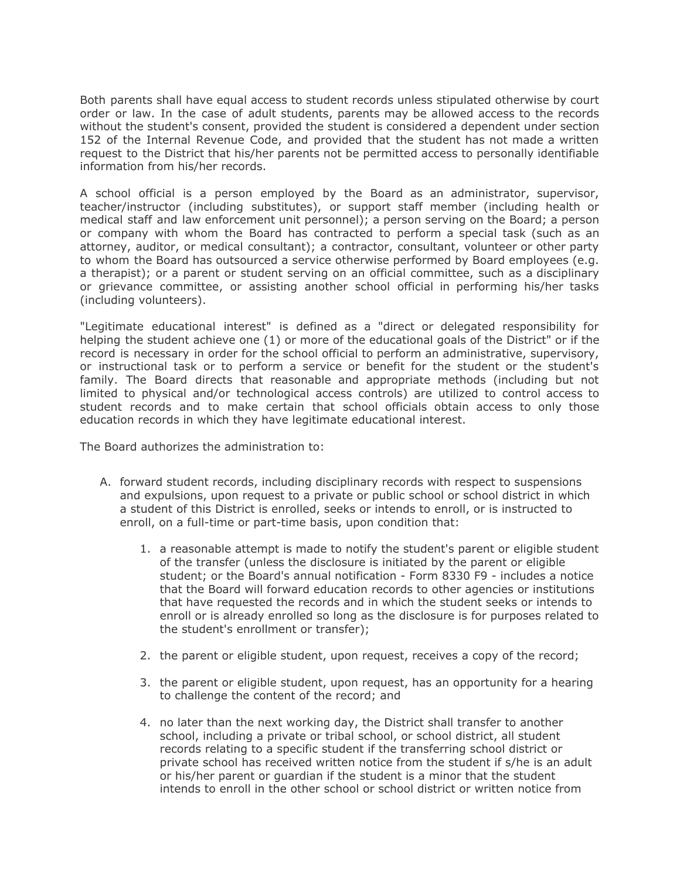Both parents shall have equal access to student records unless stipulated otherwise by court order or law. In the case of adult students, parents may be allowed access to the records without the student's consent, provided the student is considered a dependent under section 152 of the Internal Revenue Code, and provided that the student has not made a written request to the District that his/her parents not be permitted access to personally identifiable information from his/her records.

A school official is a person employed by the Board as an administrator, supervisor, teacher/instructor (including substitutes), or support staff member (including health or medical staff and law enforcement unit personnel); a person serving on the Board; a person or company with whom the Board has contracted to perform a special task (such as an attorney, auditor, or medical consultant); a contractor, consultant, volunteer or other party to whom the Board has outsourced a service otherwise performed by Board employees (e.g. a therapist); or a parent or student serving on an official committee, such as a disciplinary or grievance committee, or assisting another school official in performing his/her tasks (including volunteers).

"Legitimate educational interest" is defined as a "direct or delegated responsibility for helping the student achieve one (1) or more of the educational goals of the District" or if the record is necessary in order for the school official to perform an administrative, supervisory, or instructional task or to perform a service or benefit for the student or the student's family. The Board directs that reasonable and appropriate methods (including but not limited to physical and/or technological access controls) are utilized to control access to student records and to make certain that school officials obtain access to only those education records in which they have legitimate educational interest.

The Board authorizes the administration to:

A. forward student records, including disciplinary records with respect to suspensions and expulsions, upon request to a private or public school or school district in which a student of this District is enrolled, seeks or intends to enroll, or is instructed to enroll, on a full-time or part-time basis, upon condition that:

    1. a reasonable attempt is made to notify the student's parent or eligible student of the transfer (unless the disclosure is initiated by the parent or eligible student; or the Board's annual notification - Form 8330 F9 - includes a notice that the Board will forward education records to other agencies or institutions that have requested the records and in which the student seeks or intends to enroll or is already enrolled so long as the disclosure is for purposes related to the student's enrollment or transfer);

    2. the parent or eligible student, upon request, receives a copy of the record;

    3. the parent or eligible student, upon request, has an opportunity for a hearing to challenge the content of the record; and

    4. no later than the next working day, the District shall transfer to another school, including a private or tribal school, or school district, all student records relating to a specific student if the transferring school district or private school has received written notice from the student if s/he is an adult or his/her parent or guardian if the student is a minor that the student intends to enroll in the other school or school district or written notice from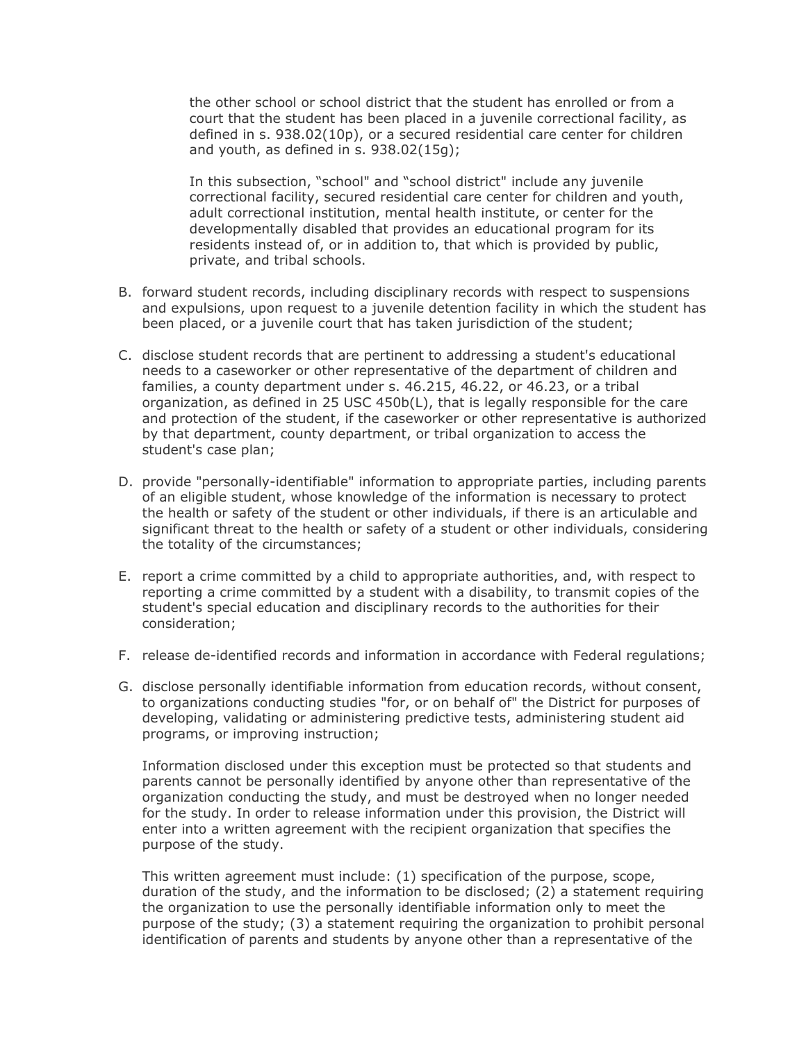the other school or school district that the student has enrolled or from a court that the student has been placed in a juvenile correctional facility, as defined in s. 938.02(10p), or a secured residential care center for children and youth, as defined in s. 938.02(15g);

In this subsection, "school" and "school district" include any juvenile correctional facility, secured residential care center for children and youth, adult correctional institution, mental health institute, or center for the developmentally disabled that provides an educational program for its residents instead of, or in addition to, that which is provided by public, private, and tribal schools.

B. forward student records, including disciplinary records with respect to suspensions and expulsions, upon request to a juvenile detention facility in which the student has been placed, or a juvenile court that has taken jurisdiction of the student;

C. disclose student records that are pertinent to addressing a student's educational needs to a caseworker or other representative of the department of children and families, a county department under s. 46.215, 46.22, or 46.23, or a tribal organization, as defined in 25 USC 450b(L), that is legally responsible for the care and protection of the student, if the caseworker or other representative is authorized by that department, county department, or tribal organization to access the student's case plan;

D. provide "personally-identifiable" information to appropriate parties, including parents of an eligible student, whose knowledge of the information is necessary to protect the health or safety of the student or other individuals, if there is an articulable and significant threat to the health or safety of a student or other individuals, considering the totality of the circumstances;

E. report a crime committed by a child to appropriate authorities, and, with respect to reporting a crime committed by a student with a disability, to transmit copies of the student's special education and disciplinary records to the authorities for their consideration;

F. release de-identified records and information in accordance with Federal regulations;

G. disclose personally identifiable information from education records, without consent, to organizations conducting studies "for, or on behalf of" the District for purposes of developing, validating or administering predictive tests, administering student aid programs, or improving instruction;

   Information disclosed under this exception must be protected so that students and parents cannot be personally identified by anyone other than representative of the organization conducting the study, and must be destroyed when no longer needed for the study. In order to release information under this provision, the District will enter into a written agreement with the recipient organization that specifies the purpose of the study.

   This written agreement must include: (1) specification of the purpose, scope, duration of the study, and the information to be disclosed; (2) a statement requiring the organization to use the personally identifiable information only to meet the purpose of the study; (3) a statement requiring the organization to prohibit personal identification of parents and students by anyone other than a representative of the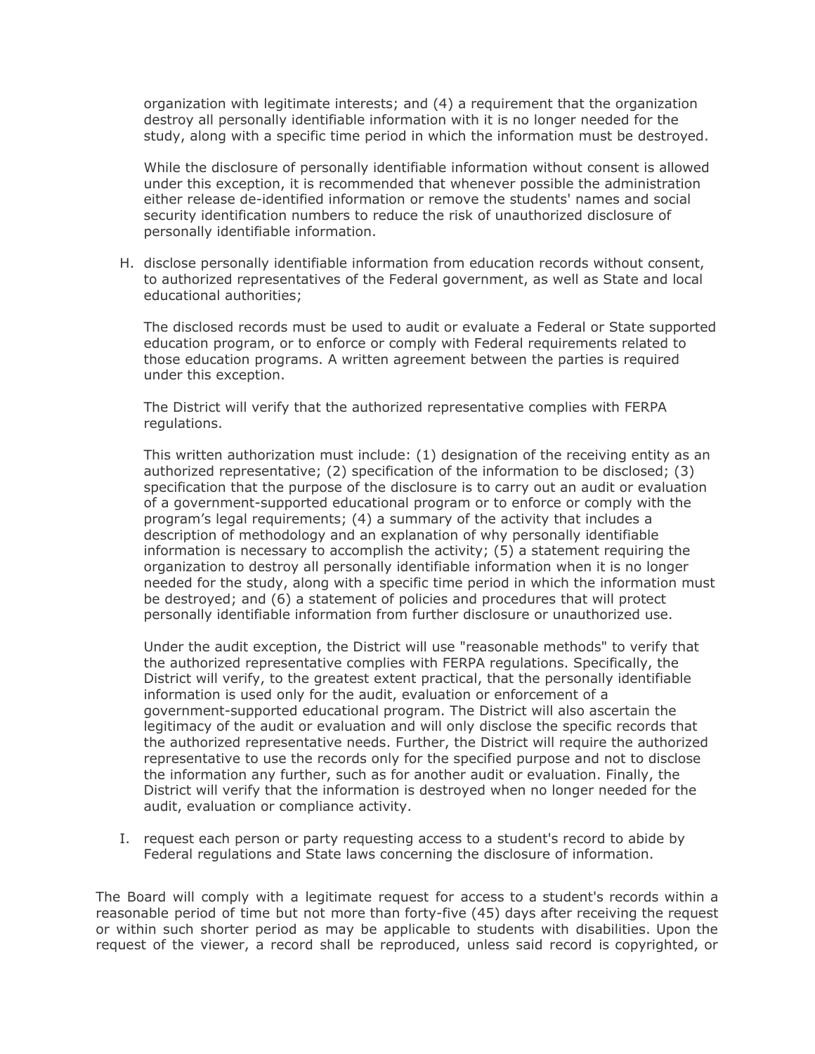organization with legitimate interests; and (4) a requirement that the organization destroy all personally identifiable information with it is no longer needed for the study, along with a specific time period in which the information must be destroyed.

While the disclosure of personally identifiable information without consent is allowed under this exception, it is recommended that whenever possible the administration either release de-identified information or remove the students' names and social security identification numbers to reduce the risk of unauthorized disclosure of personally identifiable information.

H. disclose personally identifiable information from education records without consent, to authorized representatives of the Federal government, as well as State and local educational authorities;

   The disclosed records must be used to audit or evaluate a Federal or State supported education program, or to enforce or comply with Federal requirements related to those education programs. A written agreement between the parties is required under this exception.

   The District will verify that the authorized representative complies with FERPA regulations.

   This written authorization must include: (1) designation of the receiving entity as an authorized representative; (2) specification of the information to be disclosed; (3) specification that the purpose of the disclosure is to carry out an audit or evaluation of a government-supported educational program or to enforce or comply with the program's legal requirements; (4) a summary of the activity that includes a description of methodology and an explanation of why personally identifiable information is necessary to accomplish the activity; (5) a statement requiring the organization to destroy all personally identifiable information when it is no longer needed for the study, along with a specific time period in which the information must be destroyed; and (6) a statement of policies and procedures that will protect personally identifiable information from further disclosure or unauthorized use.

   Under the audit exception, the District will use "reasonable methods" to verify that the authorized representative complies with FERPA regulations. Specifically, the District will verify, to the greatest extent practical, that the personally identifiable information is used only for the audit, evaluation or enforcement of a government-supported educational program. The District will also ascertain the legitimacy of the audit or evaluation and will only disclose the specific records that the authorized representative needs. Further, the District will require the authorized representative to use the records only for the specified purpose and not to disclose the information any further, such as for another audit or evaluation. Finally, the District will verify that the information is destroyed when no longer needed for the audit, evaluation or compliance activity.

I. request each person or party requesting access to a student's record to abide by Federal regulations and State laws concerning the disclosure of information.

The Board will comply with a legitimate request for access to a student's records within a reasonable period of time but not more than forty-five (45) days after receiving the request or within such shorter period as may be applicable to students with disabilities. Upon the request of the viewer, a record shall be reproduced, unless said record is copyrighted, or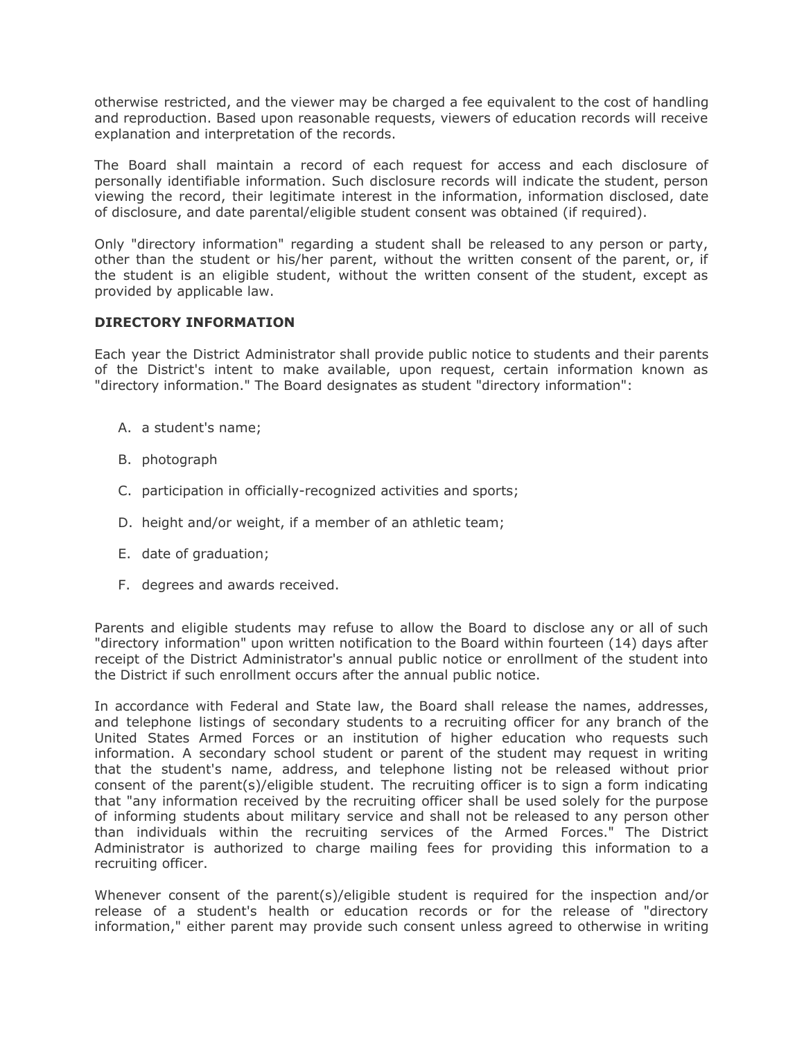otherwise restricted, and the viewer may be charged a fee equivalent to the cost of handling and reproduction. Based upon reasonable requests, viewers of education records will receive explanation and interpretation of the records.

The Board shall maintain a record of each request for access and each disclosure of personally identifiable information. Such disclosure records will indicate the student, person viewing the record, their legitimate interest in the information, information disclosed, date of disclosure, and date parental/eligible student consent was obtained (if required).

Only "directory information" regarding a student shall be released to any person or party, other than the student or his/her parent, without the written consent of the parent, or, if the student is an eligible student, without the written consent of the student, except as provided by applicable law.

**DIRECTORY INFORMATION**

Each year the District Administrator shall provide public notice to students and their parents of the District's intent to make available, upon request, certain information known as "directory information." The Board designates as student "directory information":

A. a student's name;

B. photograph

C. participation in officially-recognized activities and sports;

D. height and/or weight, if a member of an athletic team;

E. date of graduation;

F. degrees and awards received.

Parents and eligible students may refuse to allow the Board to disclose any or all of such "directory information" upon written notification to the Board within fourteen (14) days after receipt of the District Administrator's annual public notice or enrollment of the student into the District if such enrollment occurs after the annual public notice.

In accordance with Federal and State law, the Board shall release the names, addresses, and telephone listings of secondary students to a recruiting officer for any branch of the United States Armed Forces or an institution of higher education who requests such information. A secondary school student or parent of the student may request in writing that the student's name, address, and telephone listing not be released without prior consent of the parent(s)/eligible student. The recruiting officer is to sign a form indicating that "any information received by the recruiting officer shall be used solely for the purpose of informing students about military service and shall not be released to any person other than individuals within the recruiting services of the Armed Forces." The District Administrator is authorized to charge mailing fees for providing this information to a recruiting officer.

Whenever consent of the parent(s)/eligible student is required for the inspection and/or release of a student's health or education records or for the release of "directory information," either parent may provide such consent unless agreed to otherwise in writing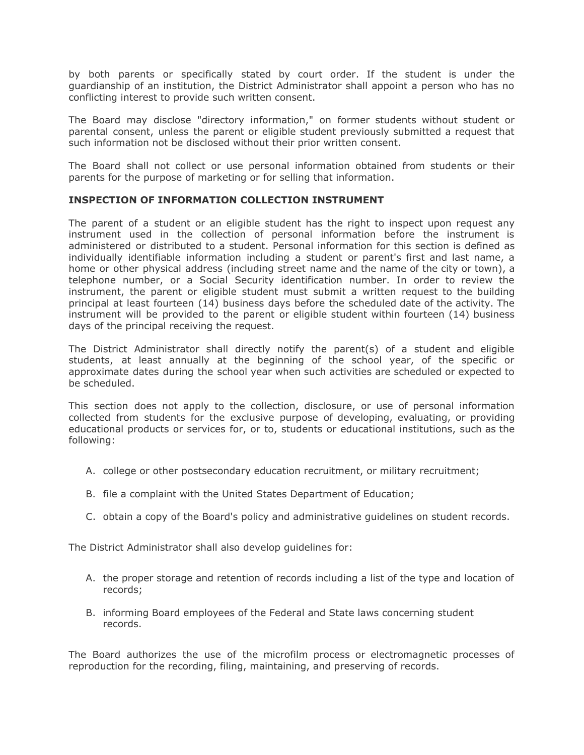by both parents or specifically stated by court order. If the student is under the guardianship of an institution, the District Administrator shall appoint a person who has no conflicting interest to provide such written consent.

The Board may disclose "directory information," on former students without student or parental consent, unless the parent or eligible student previously submitted a request that such information not be disclosed without their prior written consent.

The Board shall not collect or use personal information obtained from students or their parents for the purpose of marketing or for selling that information.

**INSPECTION OF INFORMATION COLLECTION INSTRUMENT**

The parent of a student or an eligible student has the right to inspect upon request any instrument used in the collection of personal information before the instrument is administered or distributed to a student. Personal information for this section is defined as individually identifiable information including a student or parent's first and last name, a home or other physical address (including street name and the name of the city or town), a telephone number, or a Social Security identification number. In order to review the instrument, the parent or eligible student must submit a written request to the building principal at least fourteen (14) business days before the scheduled date of the activity. The instrument will be provided to the parent or eligible student within fourteen (14) business days of the principal receiving the request.

The District Administrator shall directly notify the parent(s) of a student and eligible students, at least annually at the beginning of the school year, of the specific or approximate dates during the school year when such activities are scheduled or expected to be scheduled.

This section does not apply to the collection, disclosure, or use of personal information collected from students for the exclusive purpose of developing, evaluating, or providing educational products or services for, or to, students or educational institutions, such as the following:

A. college or other postsecondary education recruitment, or military recruitment;

B. file a complaint with the United States Department of Education;

C. obtain a copy of the Board's policy and administrative guidelines on student records.

The District Administrator shall also develop guidelines for:

A. the proper storage and retention of records including a list of the type and location of records;

B. informing Board employees of the Federal and State laws concerning student records.

The Board authorizes the use of the microfilm process or electromagnetic processes of reproduction for the recording, filing, maintaining, and preserving of records.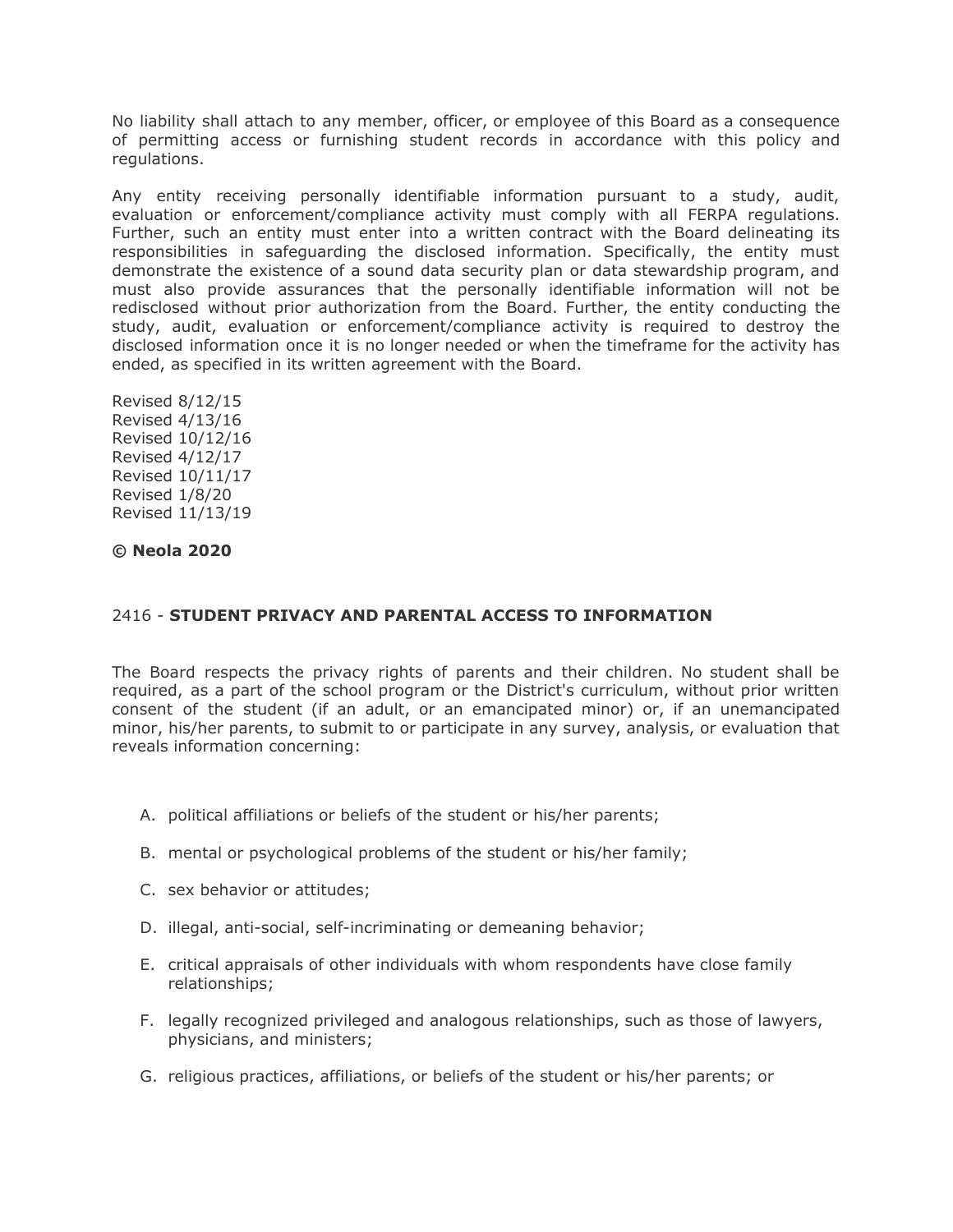No liability shall attach to any member, officer, or employee of this Board as a consequence of permitting access or furnishing student records in accordance with this policy and regulations.

Any entity receiving personally identifiable information pursuant to a study, audit, evaluation or enforcement/compliance activity must comply with all FERPA regulations. Further, such an entity must enter into a written contract with the Board delineating its responsibilities in safeguarding the disclosed information. Specifically, the entity must demonstrate the existence of a sound data security plan or data stewardship program, and must also provide assurances that the personally identifiable information will not be redisclosed without prior authorization from the Board. Further, the entity conducting the study, audit, evaluation or enforcement/compliance activity is required to destroy the disclosed information once it is no longer needed or when the timeframe for the activity has ended, as specified in its written agreement with the Board.

Revised 8/12/15
Revised 4/13/16
Revised 10/12/16
Revised 4/12/17
Revised 10/11/17
Revised 1/8/20
Revised 11/13/19

**© Neola 2020**

## 2416 - **STUDENT PRIVACY AND PARENTAL ACCESS TO INFORMATION**

The Board respects the privacy rights of parents and their children. No student shall be required, as a part of the school program or the District's curriculum, without prior written consent of the student (if an adult, or an emancipated minor) or, if an unemancipated minor, his/her parents, to submit to or participate in any survey, analysis, or evaluation that reveals information concerning:

A. political affiliations or beliefs of the student or his/her parents;

B. mental or psychological problems of the student or his/her family;

C. sex behavior or attitudes;

D. illegal, anti-social, self-incriminating or demeaning behavior;

E. critical appraisals of other individuals with whom respondents have close family relationships;

F. legally recognized privileged and analogous relationships, such as those of lawyers, physicians, and ministers;

G. religious practices, affiliations, or beliefs of the student or his/her parents; or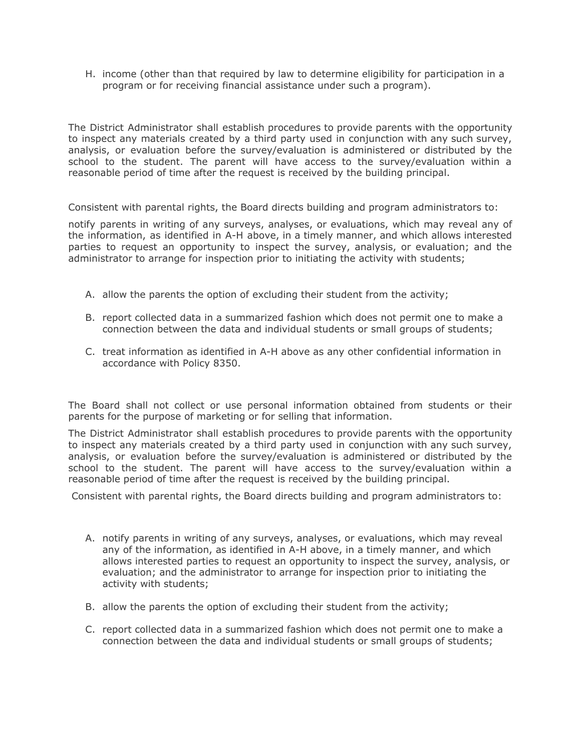H. income (other than that required by law to determine eligibility for participation in a program or for receiving financial assistance under such a program).

The District Administrator shall establish procedures to provide parents with the opportunity to inspect any materials created by a third party used in conjunction with any such survey, analysis, or evaluation before the survey/evaluation is administered or distributed by the school to the student. The parent will have access to the survey/evaluation within a reasonable period of time after the request is received by the building principal.

Consistent with parental rights, the Board directs building and program administrators to:

notify parents in writing of any surveys, analyses, or evaluations, which may reveal any of the information, as identified in A-H above, in a timely manner, and which allows interested parties to request an opportunity to inspect the survey, analysis, or evaluation; and the administrator to arrange for inspection prior to initiating the activity with students;

A. allow the parents the option of excluding their student from the activity;

B. report collected data in a summarized fashion which does not permit one to make a connection between the data and individual students or small groups of students;

C. treat information as identified in A-H above as any other confidential information in accordance with Policy 8350.

The Board shall not collect or use personal information obtained from students or their parents for the purpose of marketing or for selling that information.

The District Administrator shall establish procedures to provide parents with the opportunity to inspect any materials created by a third party used in conjunction with any such survey, analysis, or evaluation before the survey/evaluation is administered or distributed by the school to the student. The parent will have access to the survey/evaluation within a reasonable period of time after the request is received by the building principal.

Consistent with parental rights, the Board directs building and program administrators to:

A. notify parents in writing of any surveys, analyses, or evaluations, which may reveal any of the information, as identified in A-H above, in a timely manner, and which allows interested parties to request an opportunity to inspect the survey, analysis, or evaluation; and the administrator to arrange for inspection prior to initiating the activity with students;

B. allow the parents the option of excluding their student from the activity;

C. report collected data in a summarized fashion which does not permit one to make a connection between the data and individual students or small groups of students;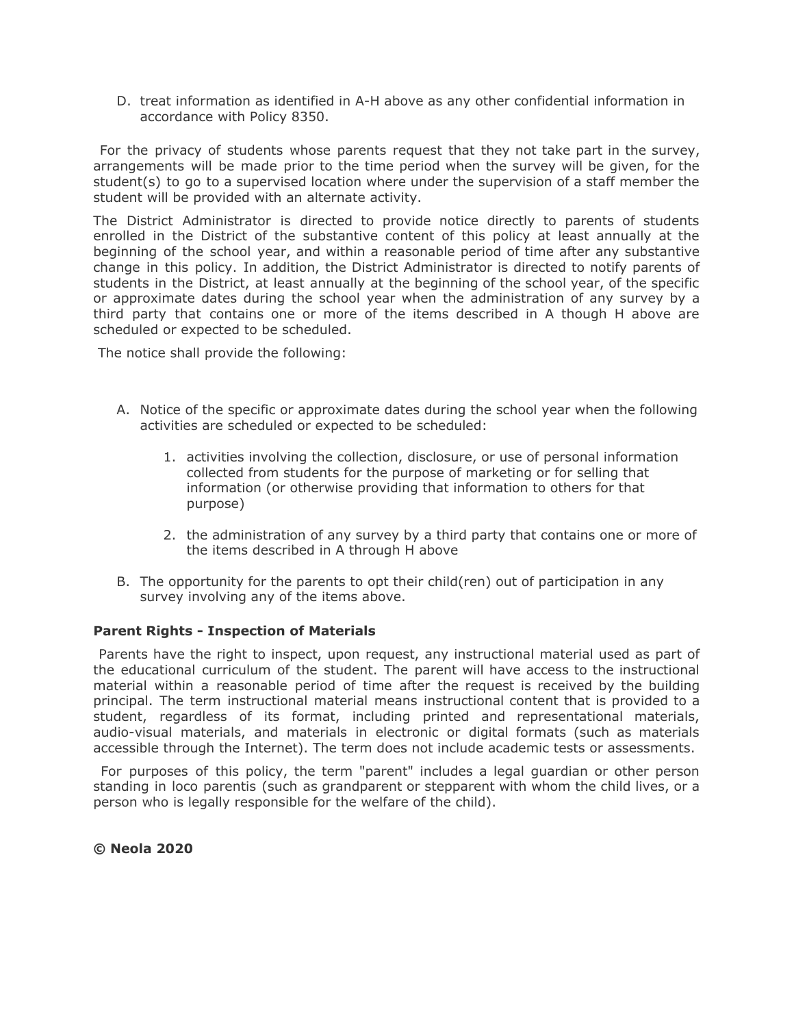D. treat information as identified in A-H above as any other confidential information in accordance with Policy 8350.

For the privacy of students whose parents request that they not take part in the survey, arrangements will be made prior to the time period when the survey will be given, for the student(s) to go to a supervised location where under the supervision of a staff member the student will be provided with an alternate activity.

The District Administrator is directed to provide notice directly to parents of students enrolled in the District of the substantive content of this policy at least annually at the beginning of the school year, and within a reasonable period of time after any substantive change in this policy. In addition, the District Administrator is directed to notify parents of students in the District, at least annually at the beginning of the school year, of the specific or approximate dates during the school year when the administration of any survey by a third party that contains one or more of the items described in A though H above are scheduled or expected to be scheduled.

The notice shall provide the following:

A. Notice of the specific or approximate dates during the school year when the following activities are scheduled or expected to be scheduled:

    1. activities involving the collection, disclosure, or use of personal information collected from students for the purpose of marketing or for selling that information (or otherwise providing that information to others for that purpose)

    2. the administration of any survey by a third party that contains one or more of the items described in A through H above

B. The opportunity for the parents to opt their child(ren) out of participation in any survey involving any of the items above.

**Parent Rights - Inspection of Materials**

Parents have the right to inspect, upon request, any instructional material used as part of the educational curriculum of the student. The parent will have access to the instructional material within a reasonable period of time after the request is received by the building principal. The term instructional material means instructional content that is provided to a student, regardless of its format, including printed and representational materials, audio-visual materials, and materials in electronic or digital formats (such as materials accessible through the Internet). The term does not include academic tests or assessments.

For purposes of this policy, the term "parent" includes a legal guardian or other person standing in loco parentis (such as grandparent or stepparent with whom the child lives, or a person who is legally responsible for the welfare of the child).

**© Neola 2020**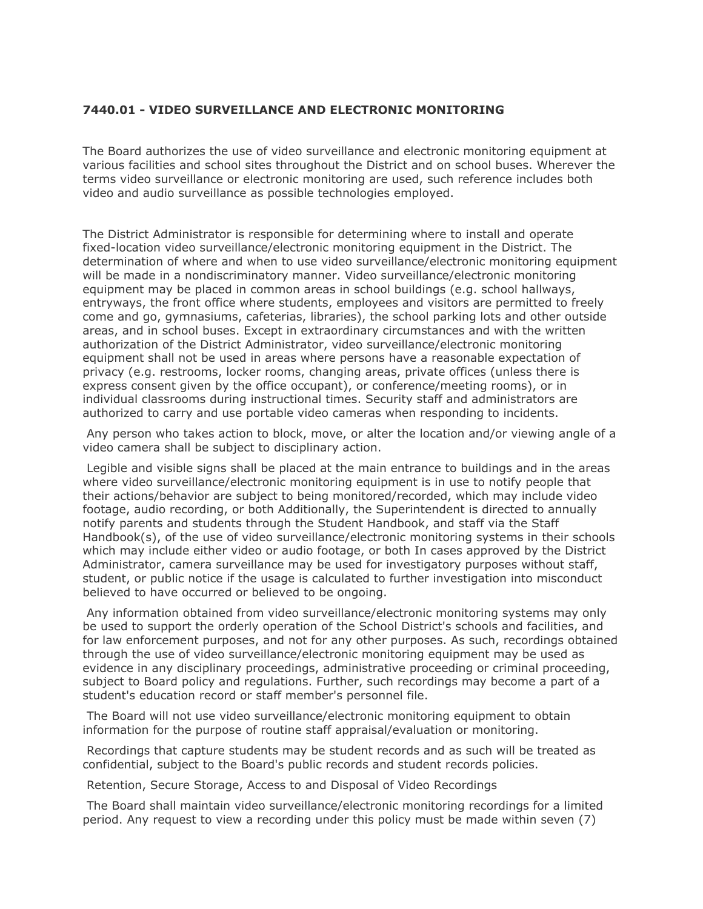**7440.01 - VIDEO SURVEILLANCE AND ELECTRONIC MONITORING**

The Board authorizes the use of video surveillance and electronic monitoring equipment at various facilities and school sites throughout the District and on school buses. Wherever the terms video surveillance or electronic monitoring are used, such reference includes both video and audio surveillance as possible technologies employed.

The District Administrator is responsible for determining where to install and operate fixed-location video surveillance/electronic monitoring equipment in the District. The determination of where and when to use video surveillance/electronic monitoring equipment will be made in a nondiscriminatory manner. Video surveillance/electronic monitoring equipment may be placed in common areas in school buildings (e.g. school hallways, entryways, the front office where students, employees and visitors are permitted to freely come and go, gymnasiums, cafeterias, libraries), the school parking lots and other outside areas, and in school buses. Except in extraordinary circumstances and with the written authorization of the District Administrator, video surveillance/electronic monitoring equipment shall not be used in areas where persons have a reasonable expectation of privacy (e.g. restrooms, locker rooms, changing areas, private offices (unless there is express consent given by the office occupant), or conference/meeting rooms), or in individual classrooms during instructional times. Security staff and administrators are authorized to carry and use portable video cameras when responding to incidents.

Any person who takes action to block, move, or alter the location and/or viewing angle of a video camera shall be subject to disciplinary action.

Legible and visible signs shall be placed at the main entrance to buildings and in the areas where video surveillance/electronic monitoring equipment is in use to notify people that their actions/behavior are subject to being monitored/recorded, which may include video footage, audio recording, or both Additionally, the Superintendent is directed to annually notify parents and students through the Student Handbook, and staff via the Staff Handbook(s), of the use of video surveillance/electronic monitoring systems in their schools which may include either video or audio footage, or both In cases approved by the District Administrator, camera surveillance may be used for investigatory purposes without staff, student, or public notice if the usage is calculated to further investigation into misconduct believed to have occurred or believed to be ongoing.

Any information obtained from video surveillance/electronic monitoring systems may only be used to support the orderly operation of the School District's schools and facilities, and for law enforcement purposes, and not for any other purposes. As such, recordings obtained through the use of video surveillance/electronic monitoring equipment may be used as evidence in any disciplinary proceedings, administrative proceeding or criminal proceeding, subject to Board policy and regulations. Further, such recordings may become a part of a student's education record or staff member's personnel file.

The Board will not use video surveillance/electronic monitoring equipment to obtain information for the purpose of routine staff appraisal/evaluation or monitoring.

Recordings that capture students may be student records and as such will be treated as confidential, subject to the Board's public records and student records policies.

Retention, Secure Storage, Access to and Disposal of Video Recordings

The Board shall maintain video surveillance/electronic monitoring recordings for a limited period. Any request to view a recording under this policy must be made within seven (7)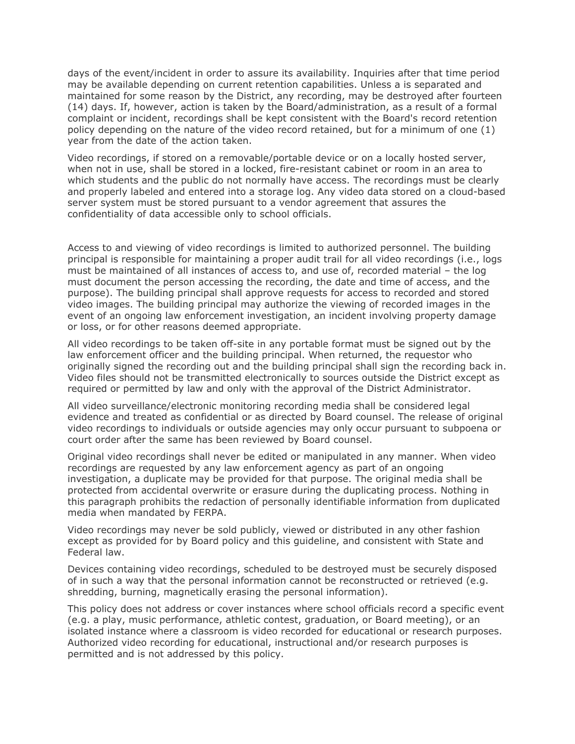days of the event/incident in order to assure its availability. Inquiries after that time period may be available depending on current retention capabilities. Unless a is separated and maintained for some reason by the District, any recording, may be destroyed after fourteen (14) days. If, however, action is taken by the Board/administration, as a result of a formal complaint or incident, recordings shall be kept consistent with the Board's record retention policy depending on the nature of the video record retained, but for a minimum of one (1) year from the date of the action taken.

Video recordings, if stored on a removable/portable device or on a locally hosted server, when not in use, shall be stored in a locked, fire-resistant cabinet or room in an area to which students and the public do not normally have access. The recordings must be clearly and properly labeled and entered into a storage log. Any video data stored on a cloud-based server system must be stored pursuant to a vendor agreement that assures the confidentiality of data accessible only to school officials.

Access to and viewing of video recordings is limited to authorized personnel. The building principal is responsible for maintaining a proper audit trail for all video recordings (i.e., logs must be maintained of all instances of access to, and use of, recorded material – the log must document the person accessing the recording, the date and time of access, and the purpose). The building principal shall approve requests for access to recorded and stored video images. The building principal may authorize the viewing of recorded images in the event of an ongoing law enforcement investigation, an incident involving property damage or loss, or for other reasons deemed appropriate.

All video recordings to be taken off-site in any portable format must be signed out by the law enforcement officer and the building principal. When returned, the requestor who originally signed the recording out and the building principal shall sign the recording back in. Video files should not be transmitted electronically to sources outside the District except as required or permitted by law and only with the approval of the District Administrator.

All video surveillance/electronic monitoring recording media shall be considered legal evidence and treated as confidential or as directed by Board counsel. The release of original video recordings to individuals or outside agencies may only occur pursuant to subpoena or court order after the same has been reviewed by Board counsel.

Original video recordings shall never be edited or manipulated in any manner. When video recordings are requested by any law enforcement agency as part of an ongoing investigation, a duplicate may be provided for that purpose. The original media shall be protected from accidental overwrite or erasure during the duplicating process. Nothing in this paragraph prohibits the redaction of personally identifiable information from duplicated media when mandated by FERPA.

Video recordings may never be sold publicly, viewed or distributed in any other fashion except as provided for by Board policy and this guideline, and consistent with State and Federal law.

Devices containing video recordings, scheduled to be destroyed must be securely disposed of in such a way that the personal information cannot be reconstructed or retrieved (e.g. shredding, burning, magnetically erasing the personal information).

This policy does not address or cover instances where school officials record a specific event (e.g. a play, music performance, athletic contest, graduation, or Board meeting), or an isolated instance where a classroom is video recorded for educational or research purposes. Authorized video recording for educational, instructional and/or research purposes is permitted and is not addressed by this policy.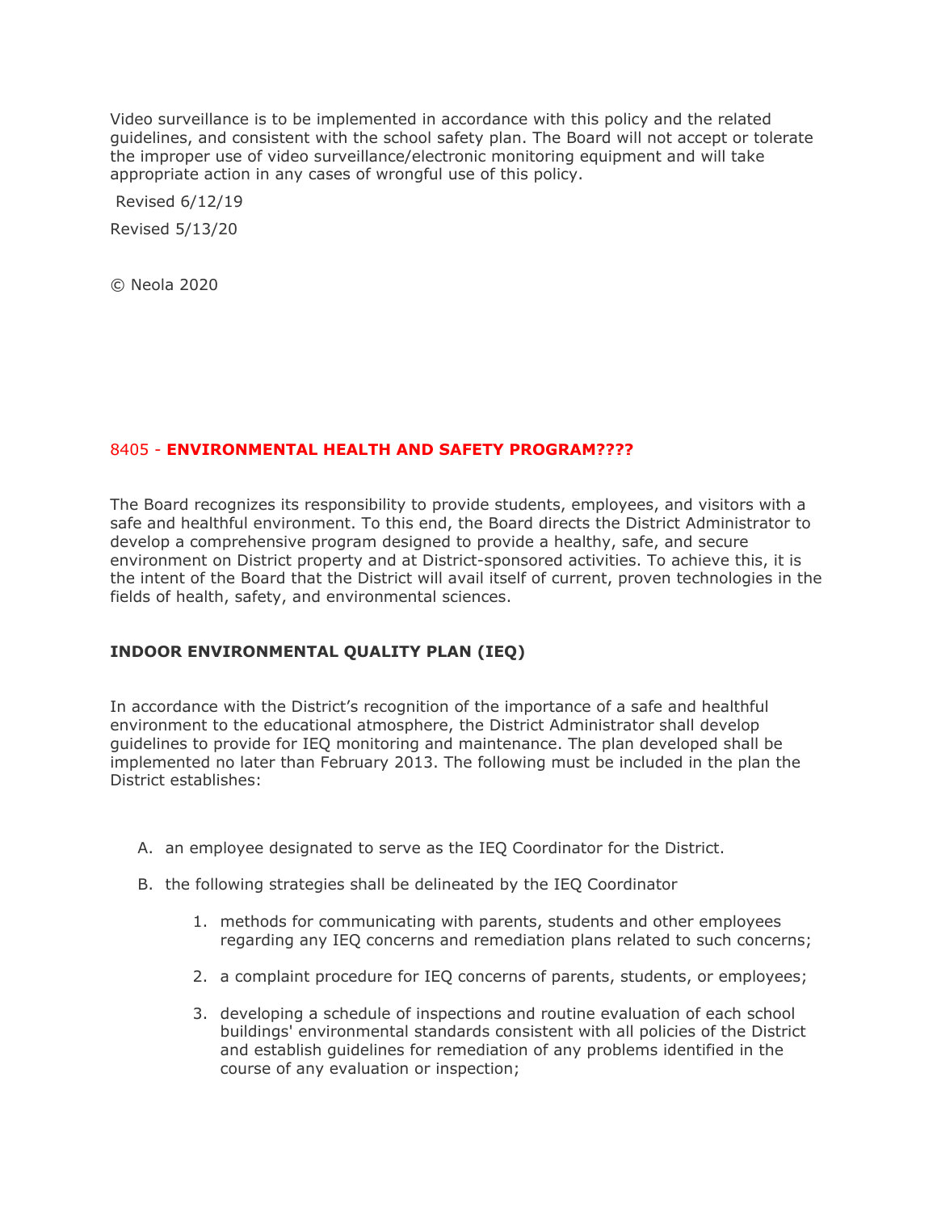Video surveillance is to be implemented in accordance with this policy and the related guidelines, and consistent with the school safety plan. The Board will not accept or tolerate the improper use of video surveillance/electronic monitoring equipment and will take appropriate action in any cases of wrongful use of this policy.

Revised 6/12/19

Revised 5/13/20

© Neola 2020

## 8405 - **ENVIRONMENTAL HEALTH AND SAFETY PROGRAM????**

The Board recognizes its responsibility to provide students, employees, and visitors with a safe and healthful environment. To this end, the Board directs the District Administrator to develop a comprehensive program designed to provide a healthy, safe, and secure environment on District property and at District-sponsored activities. To achieve this, it is the intent of the Board that the District will avail itself of current, proven technologies in the fields of health, safety, and environmental sciences.

### INDOOR ENVIRONMENTAL QUALITY PLAN (IEQ)

In accordance with the District's recognition of the importance of a safe and healthful environment to the educational atmosphere, the District Administrator shall develop guidelines to provide for IEQ monitoring and maintenance. The plan developed shall be implemented no later than February 2013. The following must be included in the plan the District establishes:

A. an employee designated to serve as the IEQ Coordinator for the District.

B. the following strategies shall be delineated by the IEQ Coordinator

   1. methods for communicating with parents, students and other employees regarding any IEQ concerns and remediation plans related to such concerns;

   2. a complaint procedure for IEQ concerns of parents, students, or employees;

   3. developing a schedule of inspections and routine evaluation of each school buildings' environmental standards consistent with all policies of the District and establish guidelines for remediation of any problems identified in the course of any evaluation or inspection;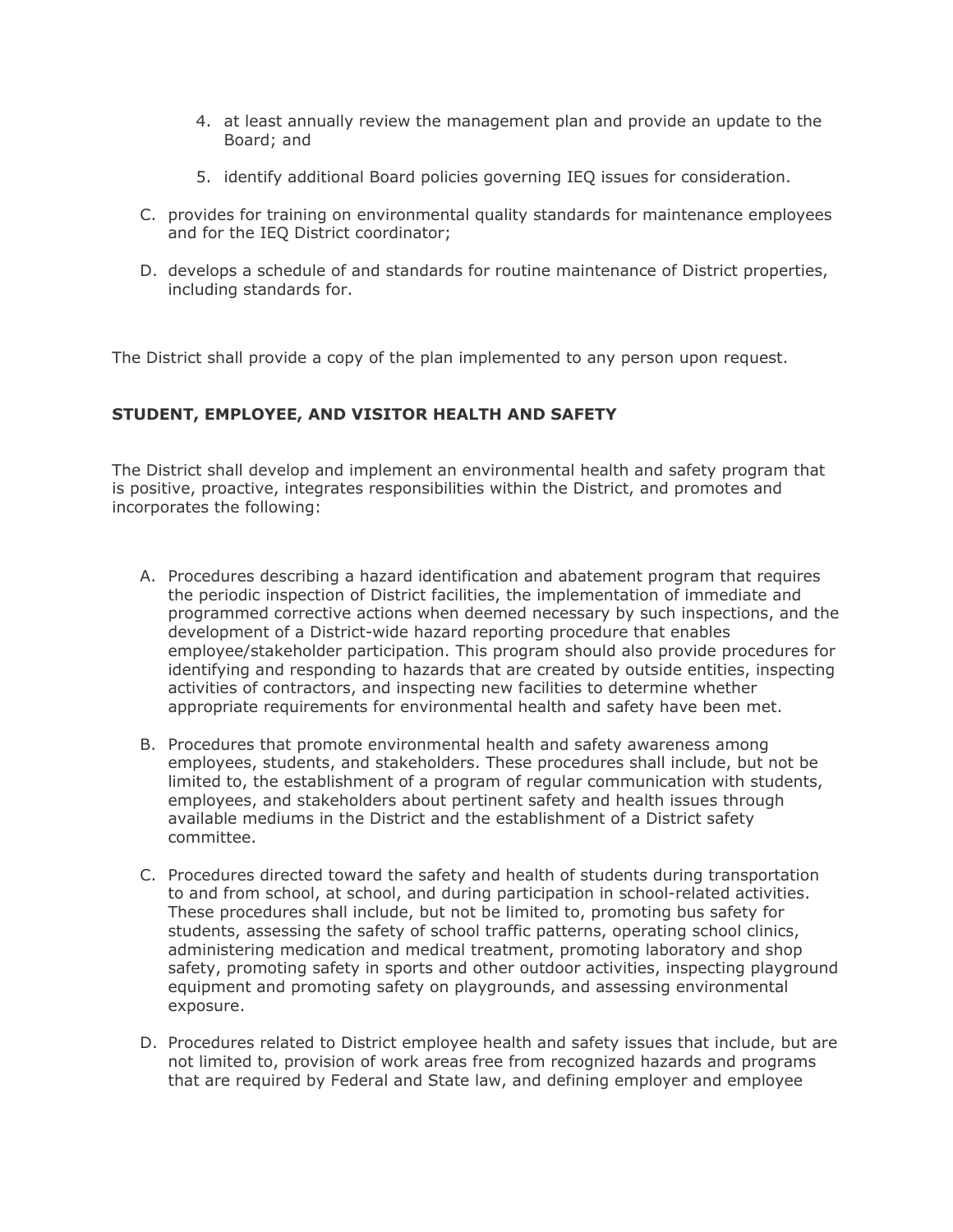4. at least annually review the management plan and provide an update to the Board; and

5. identify additional Board policies governing IEQ issues for consideration.

C. provides for training on environmental quality standards for maintenance employees and for the IEQ District coordinator;

D. develops a schedule of and standards for routine maintenance of District properties, including standards for.

The District shall provide a copy of the plan implemented to any person upon request.

**STUDENT, EMPLOYEE, AND VISITOR HEALTH AND SAFETY**

The District shall develop and implement an environmental health and safety program that is positive, proactive, integrates responsibilities within the District, and promotes and incorporates the following:

A. Procedures describing a hazard identification and abatement program that requires the periodic inspection of District facilities, the implementation of immediate and programmed corrective actions when deemed necessary by such inspections, and the development of a District-wide hazard reporting procedure that enables employee/stakeholder participation. This program should also provide procedures for identifying and responding to hazards that are created by outside entities, inspecting activities of contractors, and inspecting new facilities to determine whether appropriate requirements for environmental health and safety have been met.

B. Procedures that promote environmental health and safety awareness among employees, students, and stakeholders. These procedures shall include, but not be limited to, the establishment of a program of regular communication with students, employees, and stakeholders about pertinent safety and health issues through available mediums in the District and the establishment of a District safety committee.

C. Procedures directed toward the safety and health of students during transportation to and from school, at school, and during participation in school-related activities. These procedures shall include, but not be limited to, promoting bus safety for students, assessing the safety of school traffic patterns, operating school clinics, administering medication and medical treatment, promoting laboratory and shop safety, promoting safety in sports and other outdoor activities, inspecting playground equipment and promoting safety on playgrounds, and assessing environmental exposure.

D. Procedures related to District employee health and safety issues that include, but are not limited to, provision of work areas free from recognized hazards and programs that are required by Federal and State law, and defining employer and employee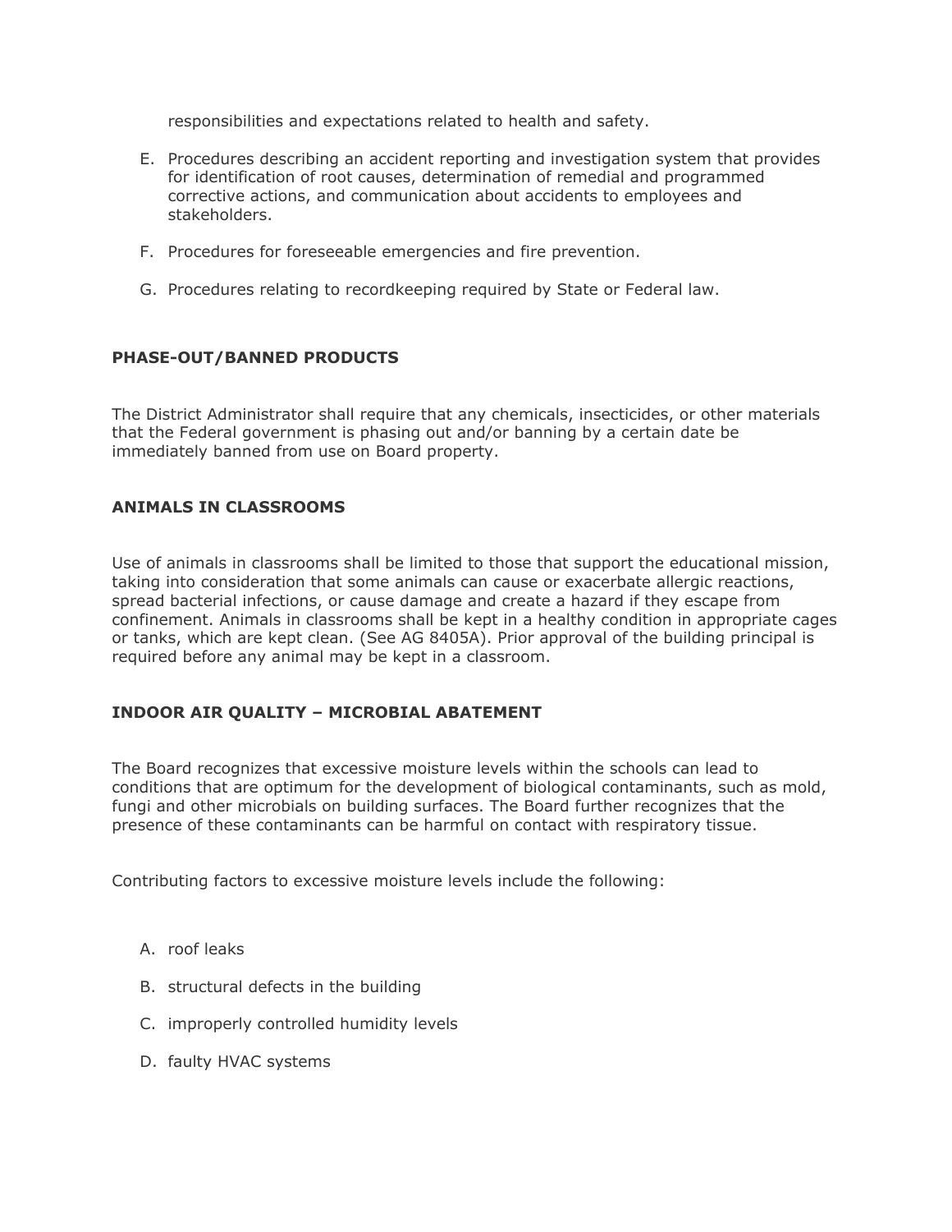responsibilities and expectations related to health and safety.

E. Procedures describing an accident reporting and investigation system that provides for identification of root causes, determination of remedial and programmed corrective actions, and communication about accidents to employees and stakeholders.

F. Procedures for foreseeable emergencies and fire prevention.

G. Procedures relating to recordkeeping required by State or Federal law.

**PHASE-OUT/BANNED PRODUCTS**

The District Administrator shall require that any chemicals, insecticides, or other materials that the Federal government is phasing out and/or banning by a certain date be immediately banned from use on Board property.

**ANIMALS IN CLASSROOMS**

Use of animals in classrooms shall be limited to those that support the educational mission, taking into consideration that some animals can cause or exacerbate allergic reactions, spread bacterial infections, or cause damage and create a hazard if they escape from confinement. Animals in classrooms shall be kept in a healthy condition in appropriate cages or tanks, which are kept clean. (See AG 8405A). Prior approval of the building principal is required before any animal may be kept in a classroom.

**INDOOR AIR QUALITY – MICROBIAL ABATEMENT**

The Board recognizes that excessive moisture levels within the schools can lead to conditions that are optimum for the development of biological contaminants, such as mold, fungi and other microbials on building surfaces. The Board further recognizes that the presence of these contaminants can be harmful on contact with respiratory tissue.

Contributing factors to excessive moisture levels include the following:

A. roof leaks

B. structural defects in the building

C. improperly controlled humidity levels

D. faulty HVAC systems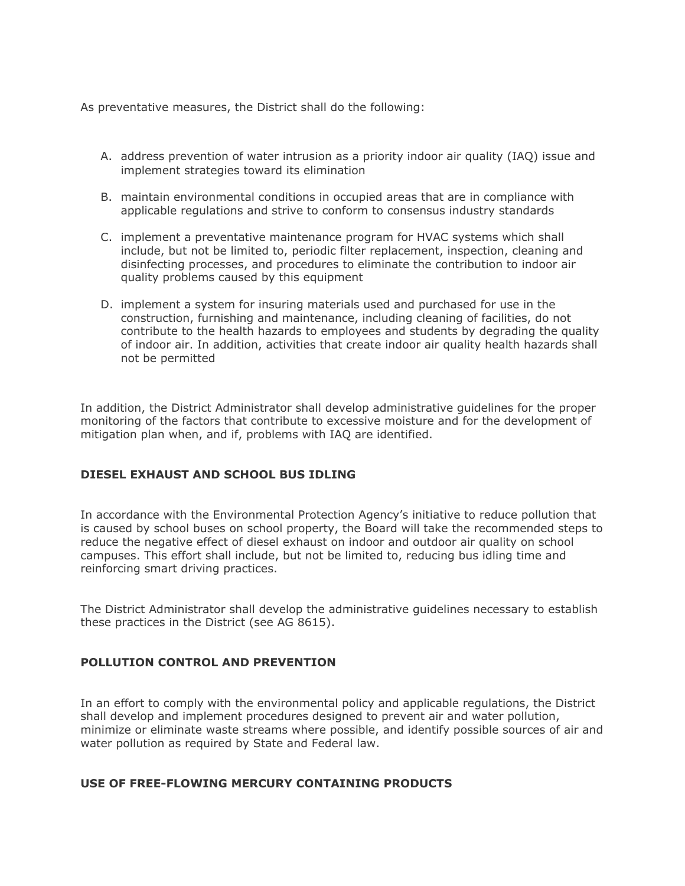As preventative measures, the District shall do the following:

A. address prevention of water intrusion as a priority indoor air quality (IAQ) issue and implement strategies toward its elimination

B. maintain environmental conditions in occupied areas that are in compliance with applicable regulations and strive to conform to consensus industry standards

C. implement a preventative maintenance program for HVAC systems which shall include, but not be limited to, periodic filter replacement, inspection, cleaning and disinfecting processes, and procedures to eliminate the contribution to indoor air quality problems caused by this equipment

D. implement a system for insuring materials used and purchased for use in the construction, furnishing and maintenance, including cleaning of facilities, do not contribute to the health hazards to employees and students by degrading the quality of indoor air. In addition, activities that create indoor air quality health hazards shall not be permitted

In addition, the District Administrator shall develop administrative guidelines for the proper monitoring of the factors that contribute to excessive moisture and for the development of mitigation plan when, and if, problems with IAQ are identified.

**DIESEL EXHAUST AND SCHOOL BUS IDLING**

In accordance with the Environmental Protection Agency's initiative to reduce pollution that is caused by school buses on school property, the Board will take the recommended steps to reduce the negative effect of diesel exhaust on indoor and outdoor air quality on school campuses. This effort shall include, but not be limited to, reducing bus idling time and reinforcing smart driving practices.

The District Administrator shall develop the administrative guidelines necessary to establish these practices in the District (see AG 8615).

**POLLUTION CONTROL AND PREVENTION**

In an effort to comply with the environmental policy and applicable regulations, the District shall develop and implement procedures designed to prevent air and water pollution, minimize or eliminate waste streams where possible, and identify possible sources of air and water pollution as required by State and Federal law.

**USE OF FREE-FLOWING MERCURY CONTAINING PRODUCTS**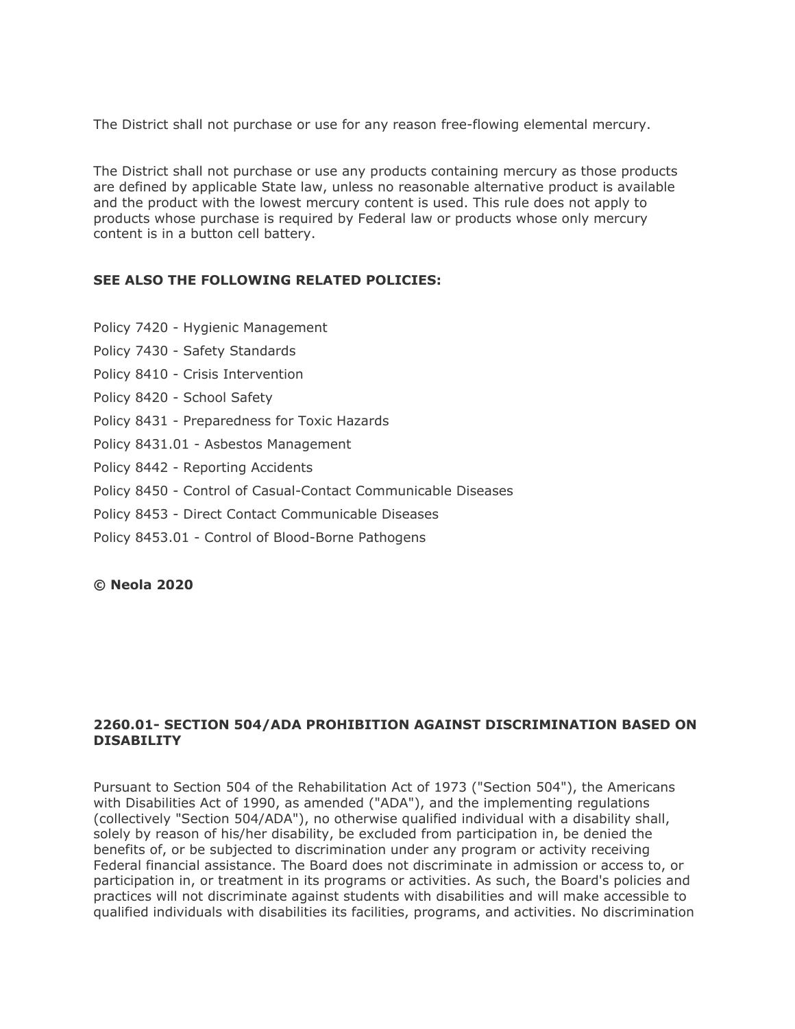The District shall not purchase or use for any reason free-flowing elemental mercury.

The District shall not purchase or use any products containing mercury as those products are defined by applicable State law, unless no reasonable alternative product is available and the product with the lowest mercury content is used. This rule does not apply to products whose purchase is required by Federal law or products whose only mercury content is in a button cell battery.

**SEE ALSO THE FOLLOWING RELATED POLICIES:**

Policy 7420 - Hygienic Management

Policy 7430 - Safety Standards

Policy 8410 - Crisis Intervention

Policy 8420 - School Safety

Policy 8431 - Preparedness for Toxic Hazards

Policy 8431.01 - Asbestos Management

Policy 8442 - Reporting Accidents

Policy 8450 - Control of Casual-Contact Communicable Diseases

Policy 8453 - Direct Contact Communicable Diseases

Policy 8453.01 - Control of Blood-Borne Pathogens

**© Neola 2020**

## 2260.01- SECTION 504/ADA PROHIBITION AGAINST DISCRIMINATION BASED ON DISABILITY

Pursuant to Section 504 of the Rehabilitation Act of 1973 ("Section 504"), the Americans with Disabilities Act of 1990, as amended ("ADA"), and the implementing regulations (collectively "Section 504/ADA"), no otherwise qualified individual with a disability shall, solely by reason of his/her disability, be excluded from participation in, be denied the benefits of, or be subjected to discrimination under any program or activity receiving Federal financial assistance. The Board does not discriminate in admission or access to, or participation in, or treatment in its programs or activities. As such, the Board's policies and practices will not discriminate against students with disabilities and will make accessible to qualified individuals with disabilities its facilities, programs, and activities. No discrimination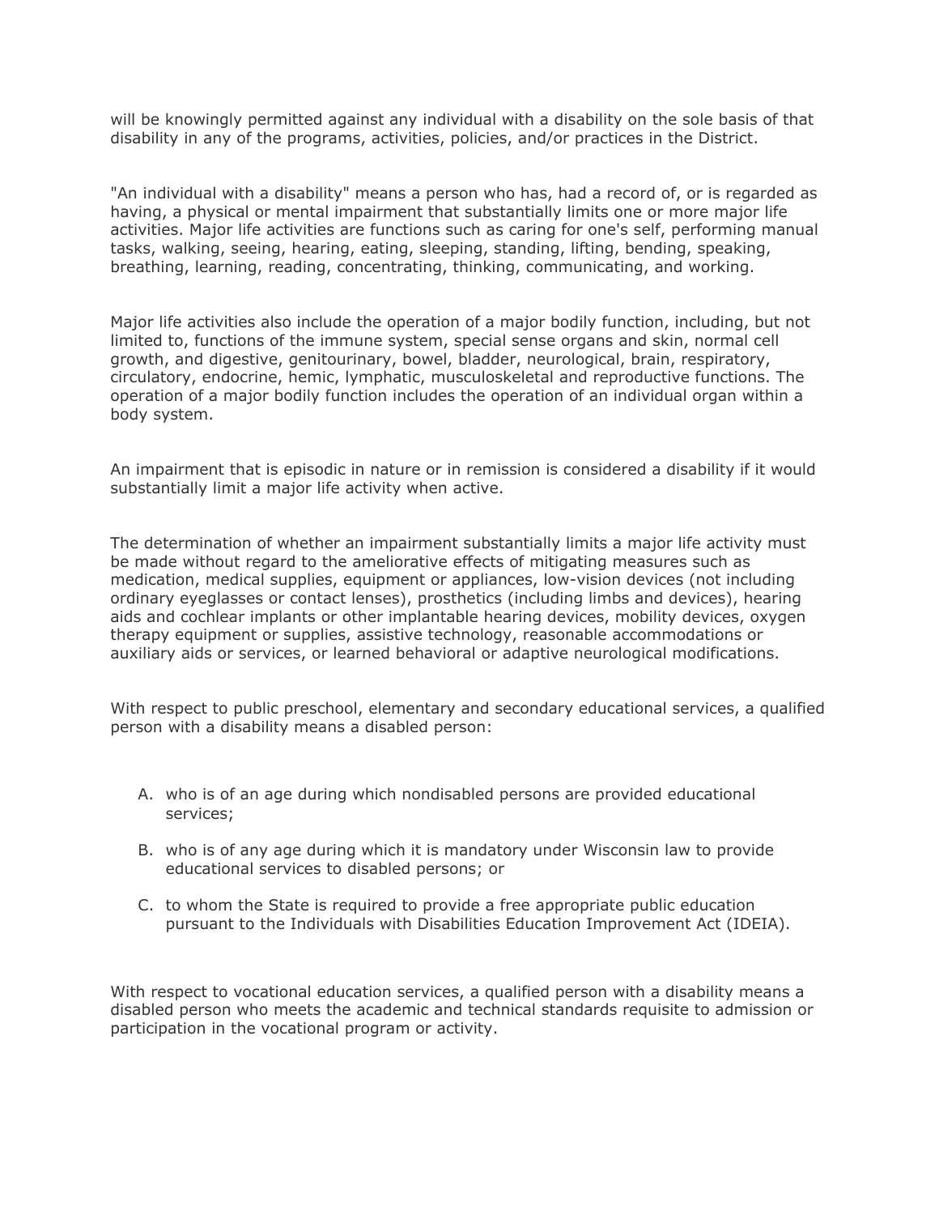will be knowingly permitted against any individual with a disability on the sole basis of that disability in any of the programs, activities, policies, and/or practices in the District.

"An individual with a disability" means a person who has, had a record of, or is regarded as having, a physical or mental impairment that substantially limits one or more major life activities. Major life activities are functions such as caring for one's self, performing manual tasks, walking, seeing, hearing, eating, sleeping, standing, lifting, bending, speaking, breathing, learning, reading, concentrating, thinking, communicating, and working.

Major life activities also include the operation of a major bodily function, including, but not limited to, functions of the immune system, special sense organs and skin, normal cell growth, and digestive, genitourinary, bowel, bladder, neurological, brain, respiratory, circulatory, endocrine, hemic, lymphatic, musculoskeletal and reproductive functions. The operation of a major bodily function includes the operation of an individual organ within a body system.

An impairment that is episodic in nature or in remission is considered a disability if it would substantially limit a major life activity when active.

The determination of whether an impairment substantially limits a major life activity must be made without regard to the ameliorative effects of mitigating measures such as medication, medical supplies, equipment or appliances, low-vision devices (not including ordinary eyeglasses or contact lenses), prosthetics (including limbs and devices), hearing aids and cochlear implants or other implantable hearing devices, mobility devices, oxygen therapy equipment or supplies, assistive technology, reasonable accommodations or auxiliary aids or services, or learned behavioral or adaptive neurological modifications.

With respect to public preschool, elementary and secondary educational services, a qualified person with a disability means a disabled person:

A. who is of an age during which nondisabled persons are provided educational services;
B. who is of any age during which it is mandatory under Wisconsin law to provide educational services to disabled persons; or
C. to whom the State is required to provide a free appropriate public education pursuant to the Individuals with Disabilities Education Improvement Act (IDEIA).

With respect to vocational education services, a qualified person with a disability means a disabled person who meets the academic and technical standards requisite to admission or participation in the vocational program or activity.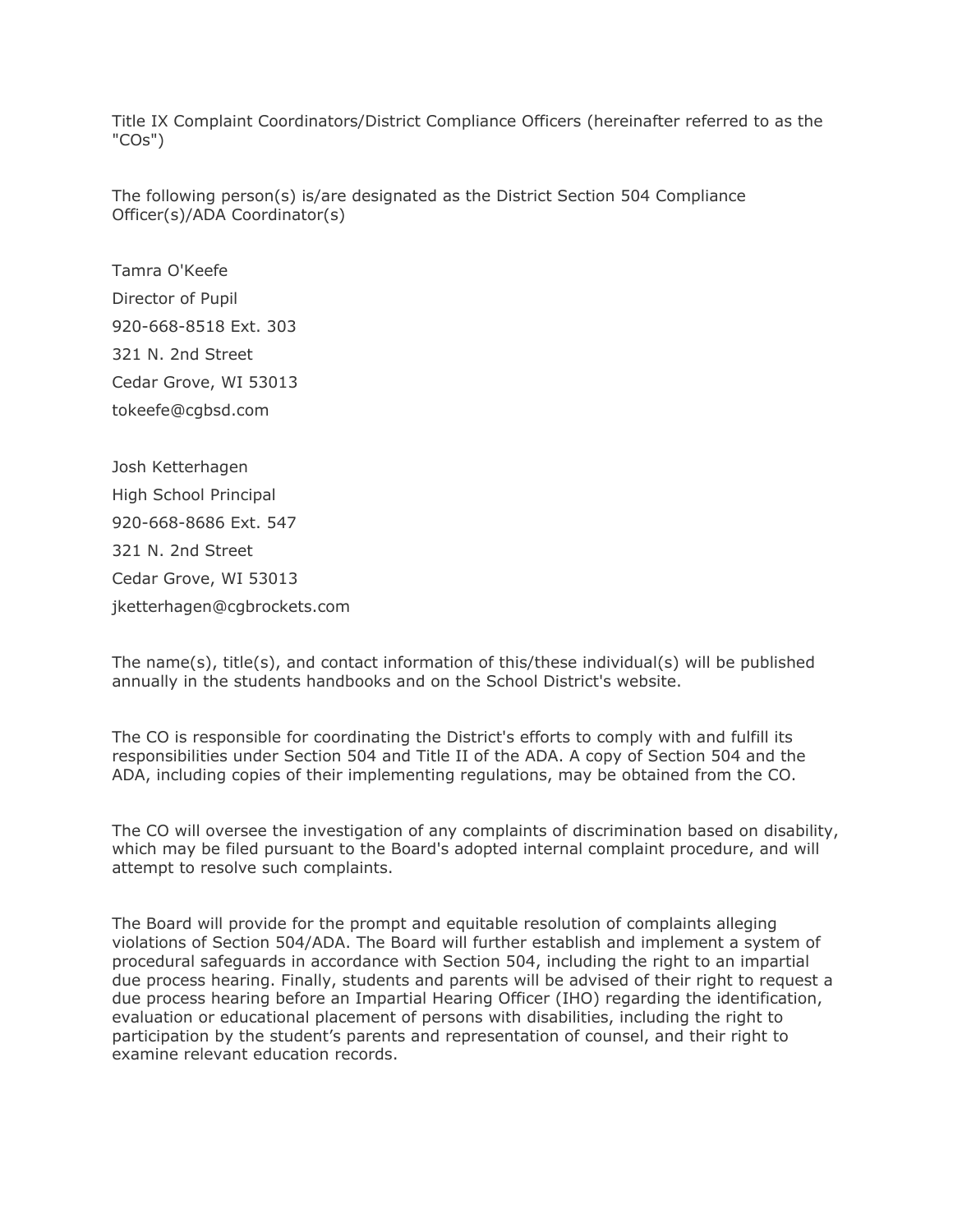Title IX Complaint Coordinators/District Compliance Officers (hereinafter referred to as the "COs")

The following person(s) is/are designated as the District Section 504 Compliance Officer(s)/ADA Coordinator(s)

Tamra O'Keefe
Director of Pupil
920-668-8518 Ext. 303
321 N. 2nd Street
Cedar Grove, WI 53013
tokeefe@cgbsd.com

Josh Ketterhagen
High School Principal
920-668-8686 Ext. 547
321 N. 2nd Street
Cedar Grove, WI 53013
jketterhagen@cgbrockets.com

The name(s), title(s), and contact information of this/these individual(s) will be published annually in the students handbooks and on the School District's website.

The CO is responsible for coordinating the District's efforts to comply with and fulfill its responsibilities under Section 504 and Title II of the ADA. A copy of Section 504 and the ADA, including copies of their implementing regulations, may be obtained from the CO.

The CO will oversee the investigation of any complaints of discrimination based on disability, which may be filed pursuant to the Board's adopted internal complaint procedure, and will attempt to resolve such complaints.

The Board will provide for the prompt and equitable resolution of complaints alleging violations of Section 504/ADA. The Board will further establish and implement a system of procedural safeguards in accordance with Section 504, including the right to an impartial due process hearing. Finally, students and parents will be advised of their right to request a due process hearing before an Impartial Hearing Officer (IHO) regarding the identification, evaluation or educational placement of persons with disabilities, including the right to participation by the student's parents and representation of counsel, and their right to examine relevant education records.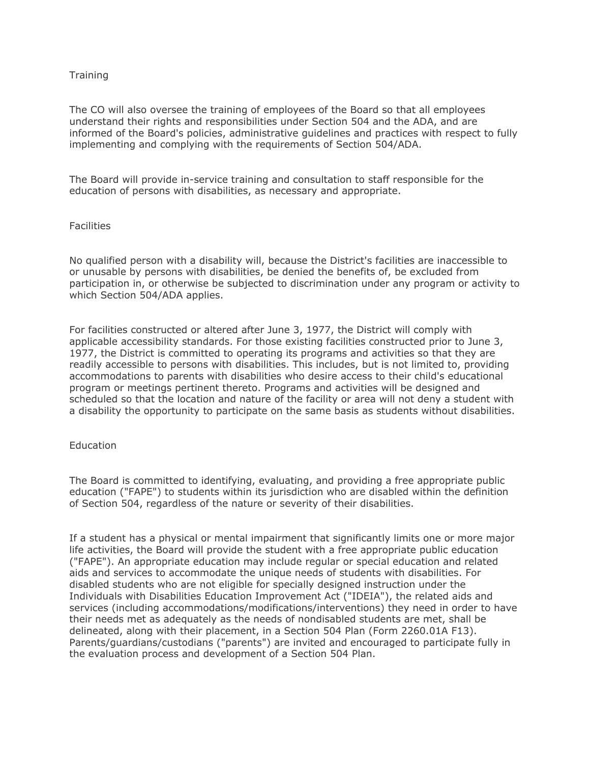## Training

The CO will also oversee the training of employees of the Board so that all employees understand their rights and responsibilities under Section 504 and the ADA, and are informed of the Board's policies, administrative guidelines and practices with respect to fully implementing and complying with the requirements of Section 504/ADA.

The Board will provide in-service training and consultation to staff responsible for the education of persons with disabilities, as necessary and appropriate.

## Facilities

No qualified person with a disability will, because the District's facilities are inaccessible to or unusable by persons with disabilities, be denied the benefits of, be excluded from participation in, or otherwise be subjected to discrimination under any program or activity to which Section 504/ADA applies.

For facilities constructed or altered after June 3, 1977, the District will comply with applicable accessibility standards. For those existing facilities constructed prior to June 3, 1977, the District is committed to operating its programs and activities so that they are readily accessible to persons with disabilities. This includes, but is not limited to, providing accommodations to parents with disabilities who desire access to their child's educational program or meetings pertinent thereto. Programs and activities will be designed and scheduled so that the location and nature of the facility or area will not deny a student with a disability the opportunity to participate on the same basis as students without disabilities.

## Education

The Board is committed to identifying, evaluating, and providing a free appropriate public education ("FAPE") to students within its jurisdiction who are disabled within the definition of Section 504, regardless of the nature or severity of their disabilities.

If a student has a physical or mental impairment that significantly limits one or more major life activities, the Board will provide the student with a free appropriate public education ("FAPE"). An appropriate education may include regular or special education and related aids and services to accommodate the unique needs of students with disabilities. For disabled students who are not eligible for specially designed instruction under the Individuals with Disabilities Education Improvement Act ("IDEIA"), the related aids and services (including accommodations/modifications/interventions) they need in order to have their needs met as adequately as the needs of nondisabled students are met, shall be delineated, along with their placement, in a Section 504 Plan (Form 2260.01A F13). Parents/guardians/custodians ("parents") are invited and encouraged to participate fully in the evaluation process and development of a Section 504 Plan.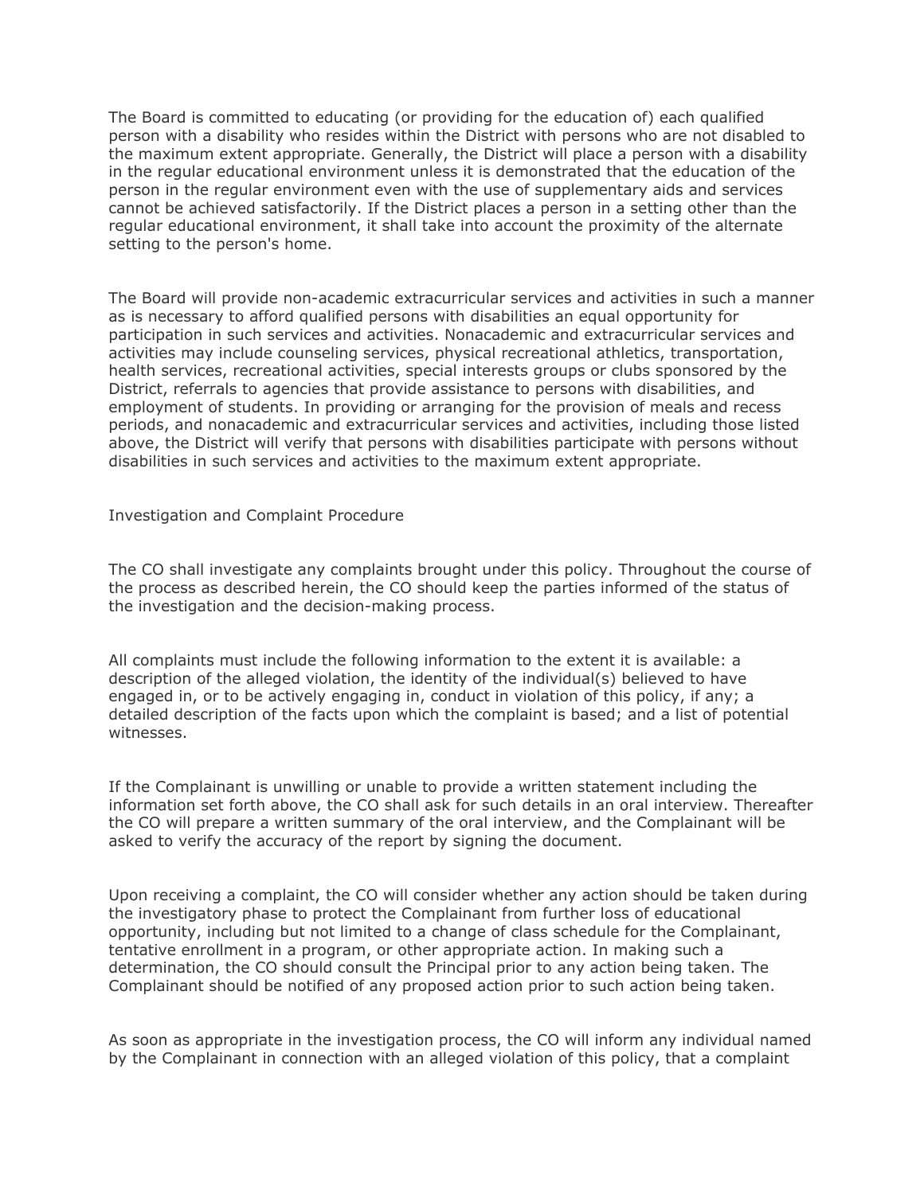The Board is committed to educating (or providing for the education of) each qualified person with a disability who resides within the District with persons who are not disabled to the maximum extent appropriate. Generally, the District will place a person with a disability in the regular educational environment unless it is demonstrated that the education of the person in the regular environment even with the use of supplementary aids and services cannot be achieved satisfactorily. If the District places a person in a setting other than the regular educational environment, it shall take into account the proximity of the alternate setting to the person's home.

The Board will provide non-academic extracurricular services and activities in such a manner as is necessary to afford qualified persons with disabilities an equal opportunity for participation in such services and activities. Nonacademic and extracurricular services and activities may include counseling services, physical recreational athletics, transportation, health services, recreational activities, special interests groups or clubs sponsored by the District, referrals to agencies that provide assistance to persons with disabilities, and employment of students. In providing or arranging for the provision of meals and recess periods, and nonacademic and extracurricular services and activities, including those listed above, the District will verify that persons with disabilities participate with persons without disabilities in such services and activities to the maximum extent appropriate.

Investigation and Complaint Procedure

The CO shall investigate any complaints brought under this policy. Throughout the course of the process as described herein, the CO should keep the parties informed of the status of the investigation and the decision-making process.

All complaints must include the following information to the extent it is available: a description of the alleged violation, the identity of the individual(s) believed to have engaged in, or to be actively engaging in, conduct in violation of this policy, if any; a detailed description of the facts upon which the complaint is based; and a list of potential witnesses.

If the Complainant is unwilling or unable to provide a written statement including the information set forth above, the CO shall ask for such details in an oral interview. Thereafter the CO will prepare a written summary of the oral interview, and the Complainant will be asked to verify the accuracy of the report by signing the document.

Upon receiving a complaint, the CO will consider whether any action should be taken during the investigatory phase to protect the Complainant from further loss of educational opportunity, including but not limited to a change of class schedule for the Complainant, tentative enrollment in a program, or other appropriate action. In making such a determination, the CO should consult the Principal prior to any action being taken. The Complainant should be notified of any proposed action prior to such action being taken.

As soon as appropriate in the investigation process, the CO will inform any individual named by the Complainant in connection with an alleged violation of this policy, that a complaint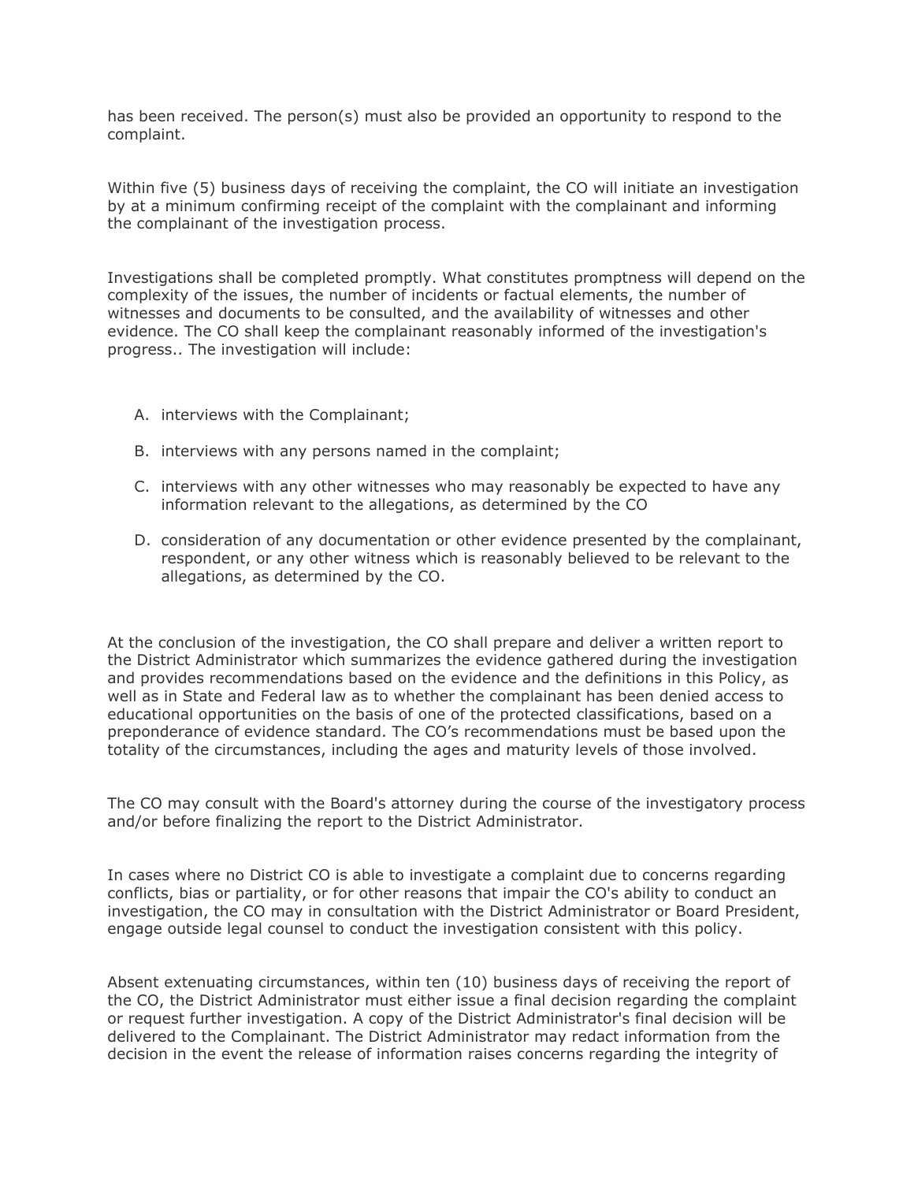has been received. The person(s) must also be provided an opportunity to respond to the complaint.

Within five (5) business days of receiving the complaint, the CO will initiate an investigation by at a minimum confirming receipt of the complaint with the complainant and informing the complainant of the investigation process.

Investigations shall be completed promptly. What constitutes promptness will depend on the complexity of the issues, the number of incidents or factual elements, the number of witnesses and documents to be consulted, and the availability of witnesses and other evidence. The CO shall keep the complainant reasonably informed of the investigation's progress.. The investigation will include:

A. interviews with the Complainant;

B. interviews with any persons named in the complaint;

C. interviews with any other witnesses who may reasonably be expected to have any information relevant to the allegations, as determined by the CO

D. consideration of any documentation or other evidence presented by the complainant, respondent, or any other witness which is reasonably believed to be relevant to the allegations, as determined by the CO.

At the conclusion of the investigation, the CO shall prepare and deliver a written report to the District Administrator which summarizes the evidence gathered during the investigation and provides recommendations based on the evidence and the definitions in this Policy, as well as in State and Federal law as to whether the complainant has been denied access to educational opportunities on the basis of one of the protected classifications, based on a preponderance of evidence standard. The CO's recommendations must be based upon the totality of the circumstances, including the ages and maturity levels of those involved.

The CO may consult with the Board's attorney during the course of the investigatory process and/or before finalizing the report to the District Administrator.

In cases where no District CO is able to investigate a complaint due to concerns regarding conflicts, bias or partiality, or for other reasons that impair the CO's ability to conduct an investigation, the CO may in consultation with the District Administrator or Board President, engage outside legal counsel to conduct the investigation consistent with this policy.

Absent extenuating circumstances, within ten (10) business days of receiving the report of the CO, the District Administrator must either issue a final decision regarding the complaint or request further investigation. A copy of the District Administrator's final decision will be delivered to the Complainant. The District Administrator may redact information from the decision in the event the release of information raises concerns regarding the integrity of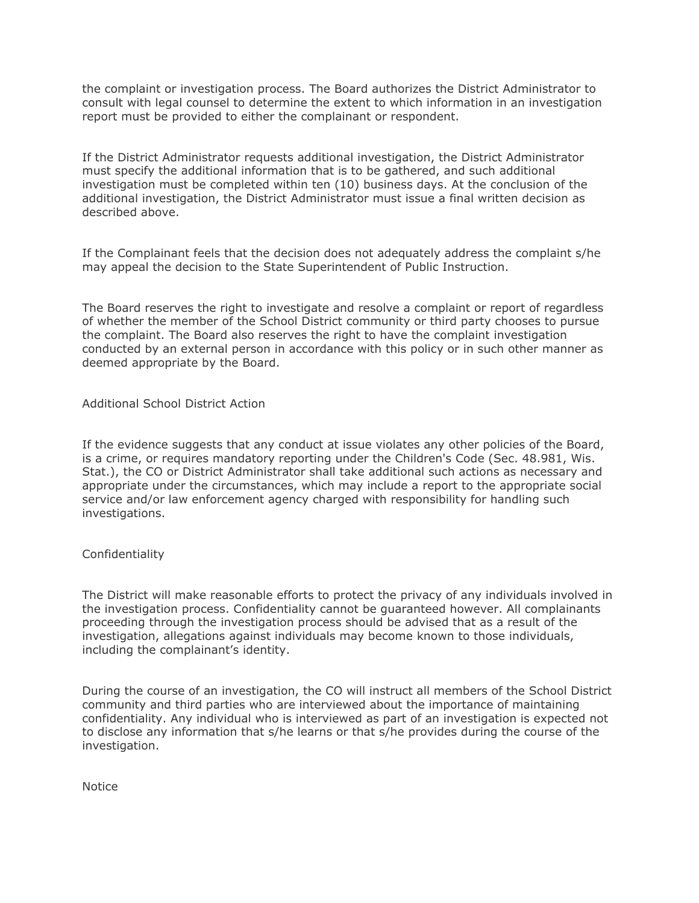the complaint or investigation process. The Board authorizes the District Administrator to consult with legal counsel to determine the extent to which information in an investigation report must be provided to either the complainant or respondent.

If the District Administrator requests additional investigation, the District Administrator must specify the additional information that is to be gathered, and such additional investigation must be completed within ten (10) business days. At the conclusion of the additional investigation, the District Administrator must issue a final written decision as described above.

If the Complainant feels that the decision does not adequately address the complaint s/he may appeal the decision to the State Superintendent of Public Instruction.

The Board reserves the right to investigate and resolve a complaint or report of regardless of whether the member of the School District community or third party chooses to pursue the complaint. The Board also reserves the right to have the complaint investigation conducted by an external person in accordance with this policy or in such other manner as deemed appropriate by the Board.

## Additional School District Action

If the evidence suggests that any conduct at issue violates any other policies of the Board, is a crime, or requires mandatory reporting under the Children's Code (Sec. 48.981, Wis. Stat.), the CO or District Administrator shall take additional such actions as necessary and appropriate under the circumstances, which may include a report to the appropriate social service and/or law enforcement agency charged with responsibility for handling such investigations.

## Confidentiality

The District will make reasonable efforts to protect the privacy of any individuals involved in the investigation process. Confidentiality cannot be guaranteed however. All complainants proceeding through the investigation process should be advised that as a result of the investigation, allegations against individuals may become known to those individuals, including the complainant's identity.

During the course of an investigation, the CO will instruct all members of the School District community and third parties who are interviewed about the importance of maintaining confidentiality. Any individual who is interviewed as part of an investigation is expected not to disclose any information that s/he learns or that s/he provides during the course of the investigation.

## Notice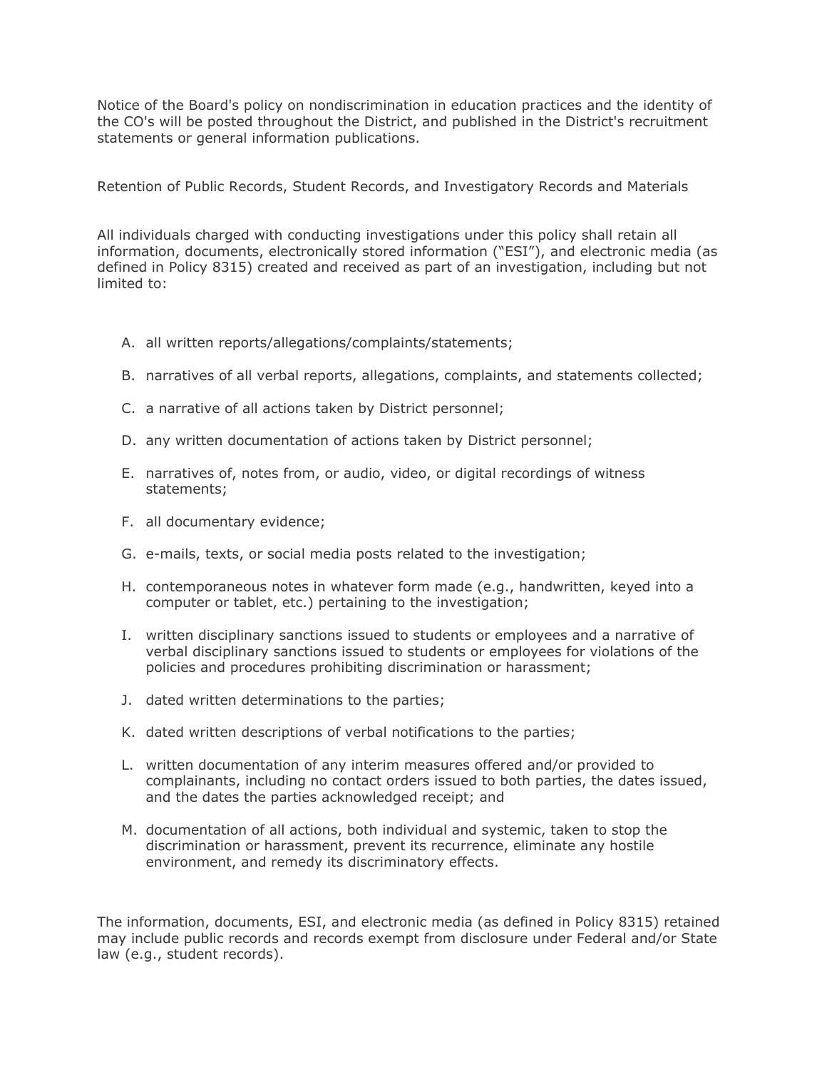Notice of the Board's policy on nondiscrimination in education practices and the identity of the CO's will be posted throughout the District, and published in the District's recruitment statements or general information publications.

## Retention of Public Records, Student Records, and Investigatory Records and Materials

All individuals charged with conducting investigations under this policy shall retain all information, documents, electronically stored information ("ESI"), and electronic media (as defined in Policy 8315) created and received as part of an investigation, including but not limited to:

A. all written reports/allegations/complaints/statements;

B. narratives of all verbal reports, allegations, complaints, and statements collected;

C. a narrative of all actions taken by District personnel;

D. any written documentation of actions taken by District personnel;

E. narratives of, notes from, or audio, video, or digital recordings of witness statements;

F. all documentary evidence;

G. e-mails, texts, or social media posts related to the investigation;

H. contemporaneous notes in whatever form made (e.g., handwritten, keyed into a computer or tablet, etc.) pertaining to the investigation;

I. written disciplinary sanctions issued to students or employees and a narrative of verbal disciplinary sanctions issued to students or employees for violations of the policies and procedures prohibiting discrimination or harassment;

J. dated written determinations to the parties;

K. dated written descriptions of verbal notifications to the parties;

L. written documentation of any interim measures offered and/or provided to complainants, including no contact orders issued to both parties, the dates issued, and the dates the parties acknowledged receipt; and

M. documentation of all actions, both individual and systemic, taken to stop the discrimination or harassment, prevent its recurrence, eliminate any hostile environment, and remedy its discriminatory effects.

The information, documents, ESI, and electronic media (as defined in Policy 8315) retained may include public records and records exempt from disclosure under Federal and/or State law (e.g., student records).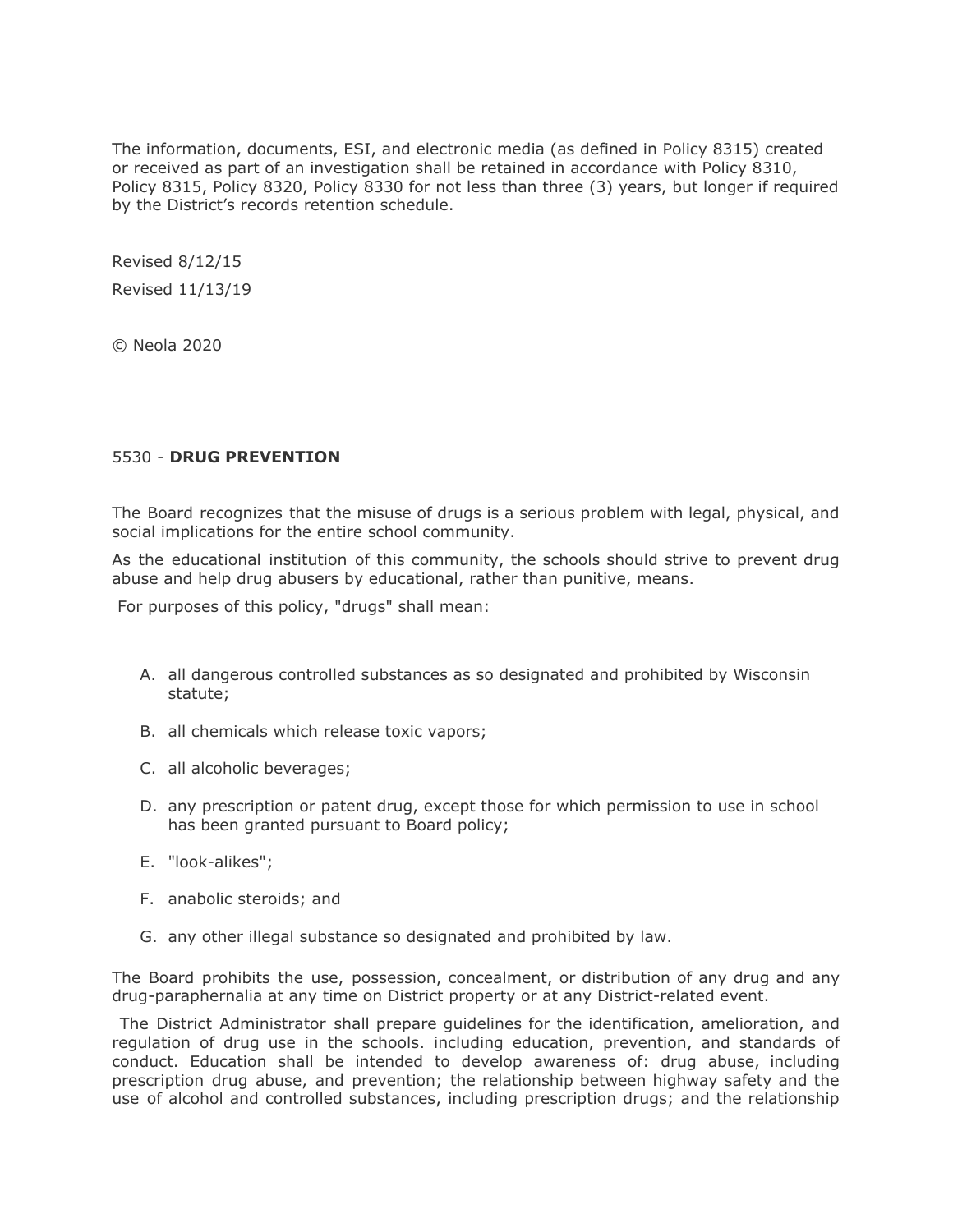The information, documents, ESI, and electronic media (as defined in Policy 8315) created or received as part of an investigation shall be retained in accordance with Policy 8310, Policy 8315, Policy 8320, Policy 8330 for not less than three (3) years, but longer if required by the District's records retention schedule.

Revised 8/12/15

Revised 11/13/19

© Neola 2020

## 5530 - **DRUG PREVENTION**

The Board recognizes that the misuse of drugs is a serious problem with legal, physical, and social implications for the entire school community.

As the educational institution of this community, the schools should strive to prevent drug abuse and help drug abusers by educational, rather than punitive, means.

For purposes of this policy, "drugs" shall mean:

A. all dangerous controlled substances as so designated and prohibited by Wisconsin statute;

B. all chemicals which release toxic vapors;

C. all alcoholic beverages;

D. any prescription or patent drug, except those for which permission to use in school has been granted pursuant to Board policy;

E. "look-alikes";

F. anabolic steroids; and

G. any other illegal substance so designated and prohibited by law.

The Board prohibits the use, possession, concealment, or distribution of any drug and any drug-paraphernalia at any time on District property or at any District-related event.

The District Administrator shall prepare guidelines for the identification, amelioration, and regulation of drug use in the schools. including education, prevention, and standards of conduct. Education shall be intended to develop awareness of: drug abuse, including prescription drug abuse, and prevention; the relationship between highway safety and the use of alcohol and controlled substances, including prescription drugs; and the relationship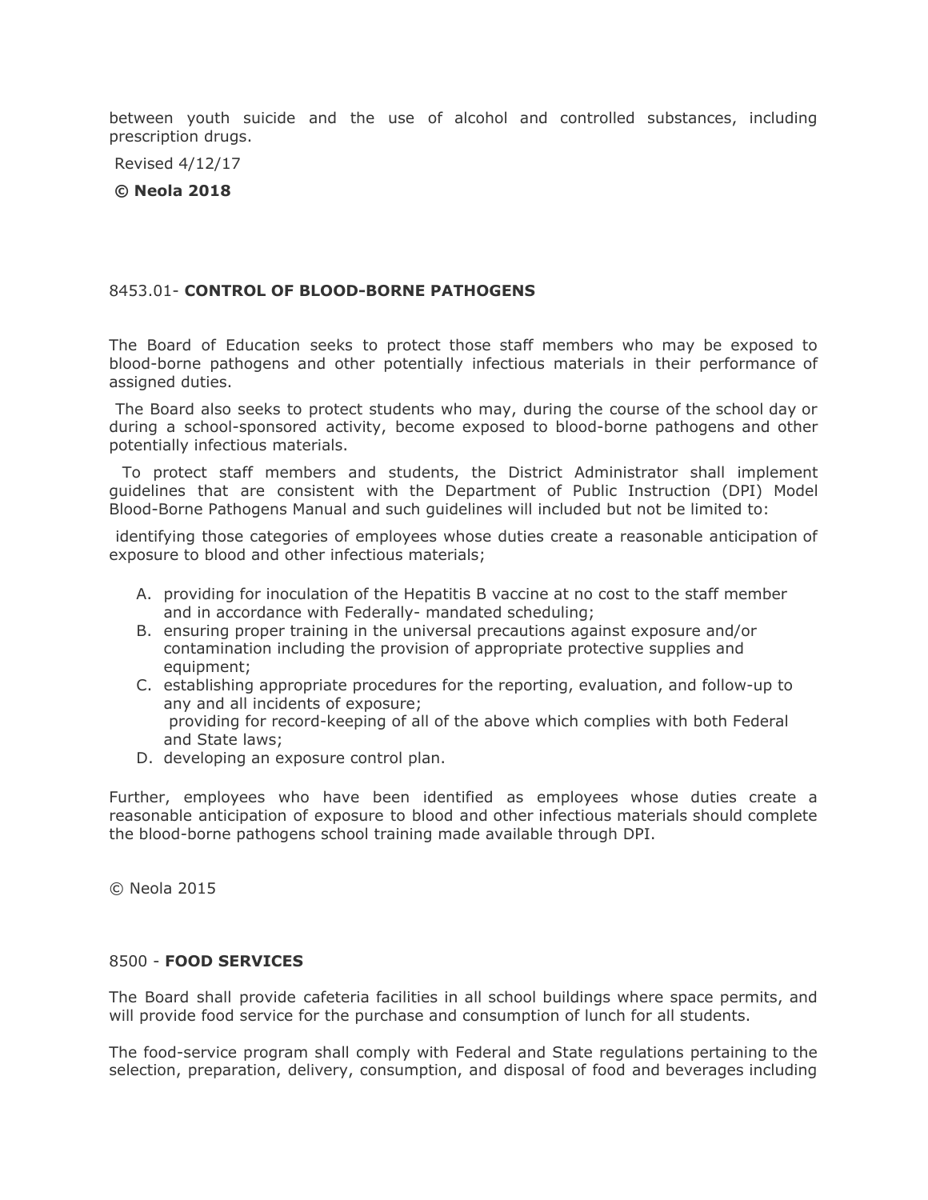between youth suicide and the use of alcohol and controlled substances, including prescription drugs.

Revised 4/12/17

**© Neola 2018**

8453.01- **CONTROL OF BLOOD-BORNE PATHOGENS**

The Board of Education seeks to protect those staff members who may be exposed to blood-borne pathogens and other potentially infectious materials in their performance of assigned duties.

The Board also seeks to protect students who may, during the course of the school day or during a school-sponsored activity, become exposed to blood-borne pathogens and other potentially infectious materials.

To protect staff members and students, the District Administrator shall implement guidelines that are consistent with the Department of Public Instruction (DPI) Model Blood-Borne Pathogens Manual and such guidelines will included but not be limited to:

identifying those categories of employees whose duties create a reasonable anticipation of exposure to blood and other infectious materials;

A. providing for inoculation of the Hepatitis B vaccine at no cost to the staff member and in accordance with Federally- mandated scheduling;
B. ensuring proper training in the universal precautions against exposure and/or contamination including the provision of appropriate protective supplies and equipment;
C. establishing appropriate procedures for the reporting, evaluation, and follow-up to any and all incidents of exposure;
   providing for record-keeping of all of the above which complies with both Federal and State laws;
D. developing an exposure control plan.

Further, employees who have been identified as employees whose duties create a reasonable anticipation of exposure to blood and other infectious materials should complete the blood-borne pathogens school training made available through DPI.

© Neola 2015

8500 - **FOOD SERVICES**

The Board shall provide cafeteria facilities in all school buildings where space permits, and will provide food service for the purchase and consumption of lunch for all students.

The food-service program shall comply with Federal and State regulations pertaining to the selection, preparation, delivery, consumption, and disposal of food and beverages including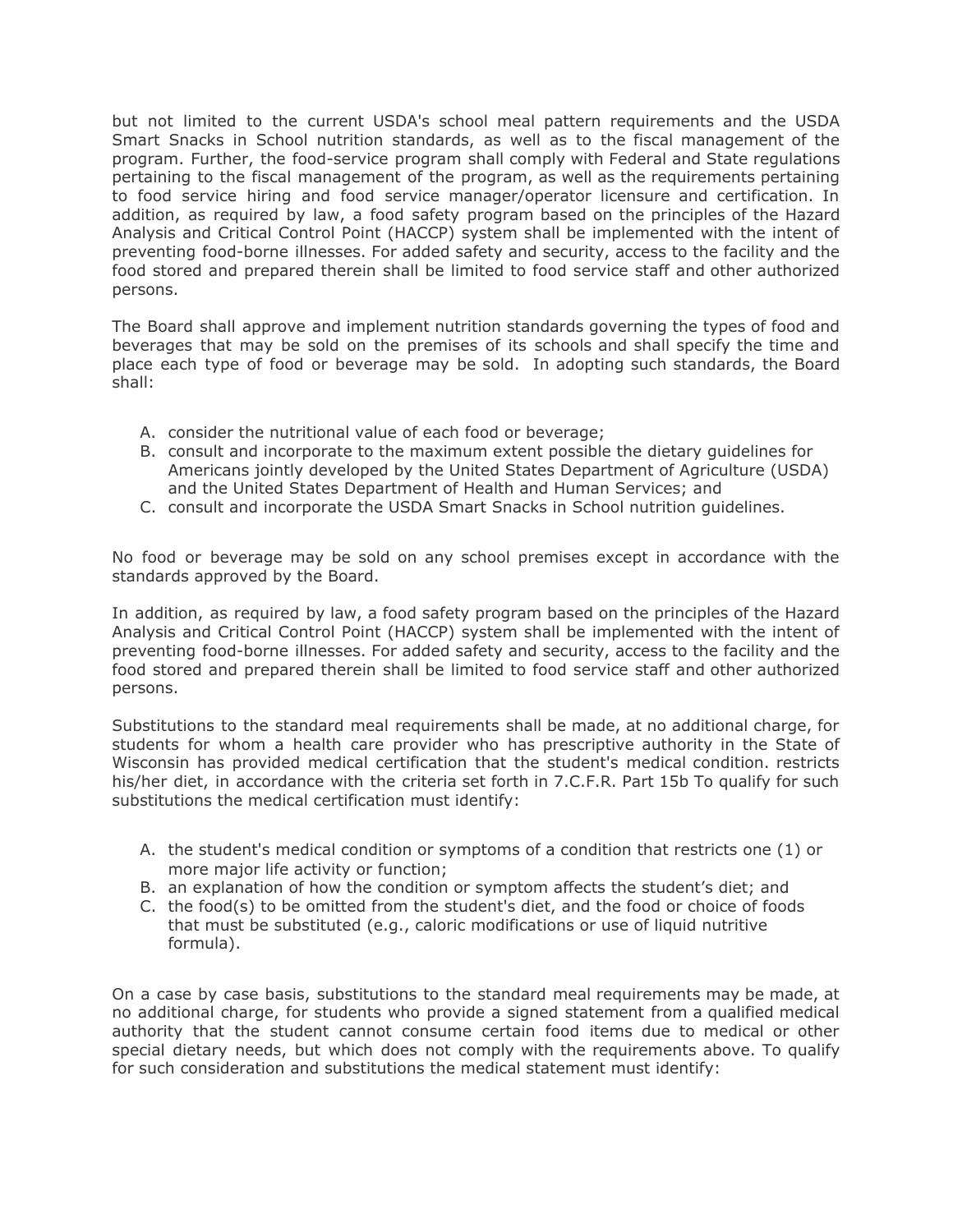but not limited to the current USDA's school meal pattern requirements and the USDA Smart Snacks in School nutrition standards, as well as to the fiscal management of the program. Further, the food-service program shall comply with Federal and State regulations pertaining to the fiscal management of the program, as well as the requirements pertaining to food service hiring and food service manager/operator licensure and certification. In addition, as required by law, a food safety program based on the principles of the Hazard Analysis and Critical Control Point (HACCP) system shall be implemented with the intent of preventing food-borne illnesses. For added safety and security, access to the facility and the food stored and prepared therein shall be limited to food service staff and other authorized persons.

The Board shall approve and implement nutrition standards governing the types of food and beverages that may be sold on the premises of its schools and shall specify the time and place each type of food or beverage may be sold. In adopting such standards, the Board shall:

A. consider the nutritional value of each food or beverage;
B. consult and incorporate to the maximum extent possible the dietary guidelines for Americans jointly developed by the United States Department of Agriculture (USDA) and the United States Department of Health and Human Services; and
C. consult and incorporate the USDA Smart Snacks in School nutrition guidelines.

No food or beverage may be sold on any school premises except in accordance with the standards approved by the Board.

In addition, as required by law, a food safety program based on the principles of the Hazard Analysis and Critical Control Point (HACCP) system shall be implemented with the intent of preventing food-borne illnesses. For added safety and security, access to the facility and the food stored and prepared therein shall be limited to food service staff and other authorized persons.

Substitutions to the standard meal requirements shall be made, at no additional charge, for students for whom a health care provider who has prescriptive authority in the State of Wisconsin has provided medical certification that the student's medical condition. restricts his/her diet, in accordance with the criteria set forth in 7.C.F.R. Part 15b To qualify for such substitutions the medical certification must identify:

A. the student's medical condition or symptoms of a condition that restricts one (1) or more major life activity or function;
B. an explanation of how the condition or symptom affects the student's diet; and
C. the food(s) to be omitted from the student's diet, and the food or choice of foods that must be substituted (e.g., caloric modifications or use of liquid nutritive formula).

On a case by case basis, substitutions to the standard meal requirements may be made, at no additional charge, for students who provide a signed statement from a qualified medical authority that the student cannot consume certain food items due to medical or other special dietary needs, but which does not comply with the requirements above. To qualify for such consideration and substitutions the medical statement must identify: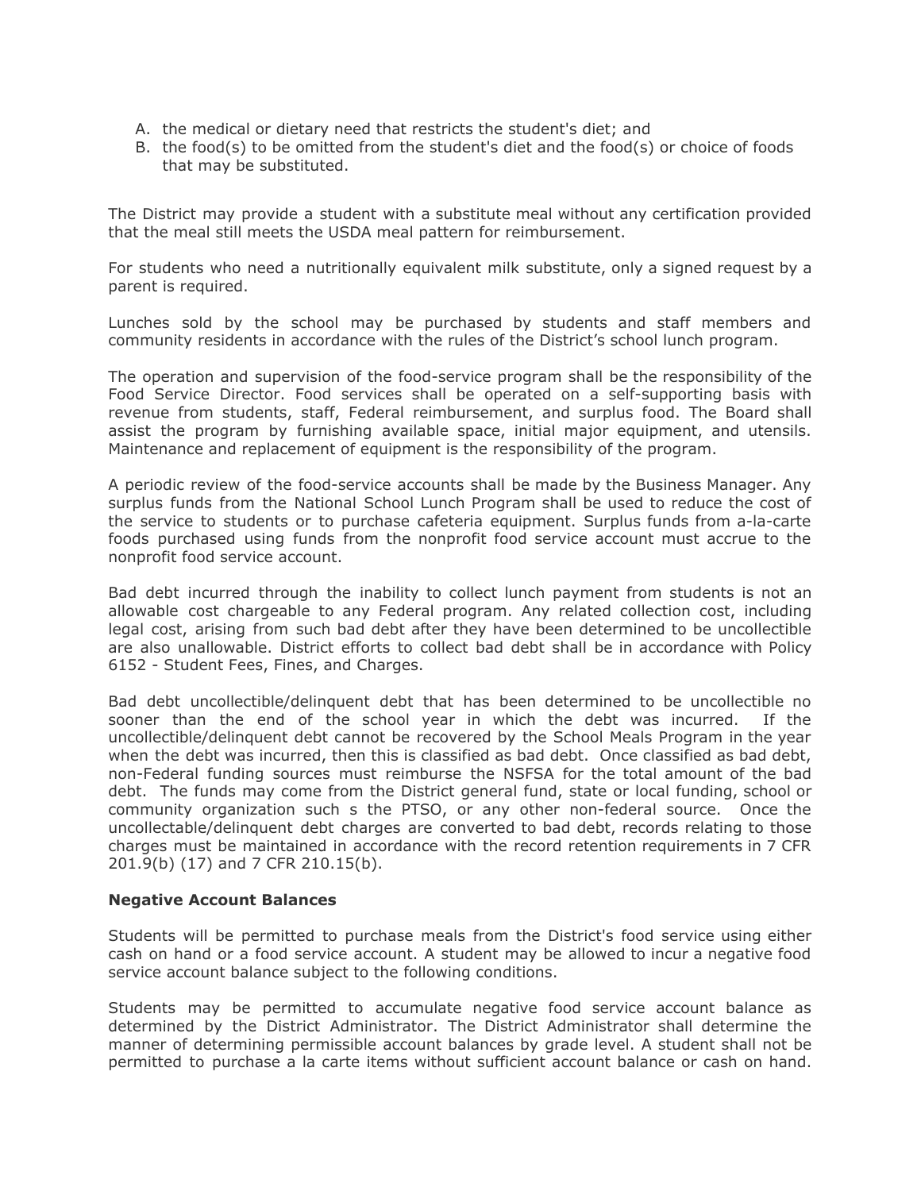A. the medical or dietary need that restricts the student's diet; and
B. the food(s) to be omitted from the student's diet and the food(s) or choice of foods that may be substituted.

The District may provide a student with a substitute meal without any certification provided that the meal still meets the USDA meal pattern for reimbursement.

For students who need a nutritionally equivalent milk substitute, only a signed request by a parent is required.

Lunches sold by the school may be purchased by students and staff members and community residents in accordance with the rules of the District's school lunch program.

The operation and supervision of the food-service program shall be the responsibility of the Food Service Director. Food services shall be operated on a self-supporting basis with revenue from students, staff, Federal reimbursement, and surplus food. The Board shall assist the program by furnishing available space, initial major equipment, and utensils. Maintenance and replacement of equipment is the responsibility of the program.

A periodic review of the food-service accounts shall be made by the Business Manager. Any surplus funds from the National School Lunch Program shall be used to reduce the cost of the service to students or to purchase cafeteria equipment. Surplus funds from a-la-carte foods purchased using funds from the nonprofit food service account must accrue to the nonprofit food service account.

Bad debt incurred through the inability to collect lunch payment from students is not an allowable cost chargeable to any Federal program. Any related collection cost, including legal cost, arising from such bad debt after they have been determined to be uncollectible are also unallowable. District efforts to collect bad debt shall be in accordance with Policy 6152 - Student Fees, Fines, and Charges.

Bad debt uncollectible/delinquent debt that has been determined to be uncollectible no sooner than the end of the school year in which the debt was incurred. If the uncollectible/delinquent debt cannot be recovered by the School Meals Program in the year when the debt was incurred, then this is classified as bad debt. Once classified as bad debt, non-Federal funding sources must reimburse the NSFSA for the total amount of the bad debt. The funds may come from the District general fund, state or local funding, school or community organization such s the PTSO, or any other non-federal source. Once the uncollectable/delinquent debt charges are converted to bad debt, records relating to those charges must be maintained in accordance with the record retention requirements in 7 CFR 201.9(b) (17) and 7 CFR 210.15(b).

**Negative Account Balances**

Students will be permitted to purchase meals from the District's food service using either cash on hand or a food service account. A student may be allowed to incur a negative food service account balance subject to the following conditions.

Students may be permitted to accumulate negative food service account balance as determined by the District Administrator. The District Administrator shall determine the manner of determining permissible account balances by grade level. A student shall not be permitted to purchase a la carte items without sufficient account balance or cash on hand.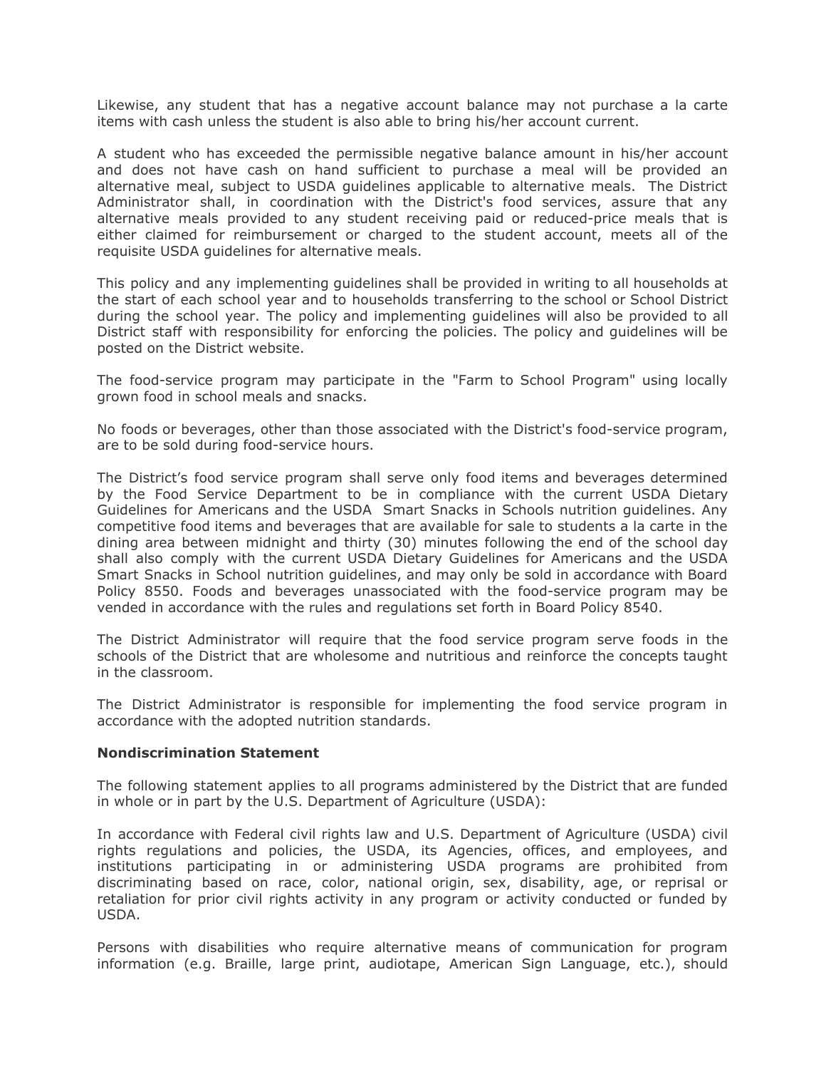Likewise, any student that has a negative account balance may not purchase a la carte items with cash unless the student is also able to bring his/her account current.

A student who has exceeded the permissible negative balance amount in his/her account and does not have cash on hand sufficient to purchase a meal will be provided an alternative meal, subject to USDA guidelines applicable to alternative meals. The District Administrator shall, in coordination with the District's food services, assure that any alternative meals provided to any student receiving paid or reduced-price meals that is either claimed for reimbursement or charged to the student account, meets all of the requisite USDA guidelines for alternative meals.

This policy and any implementing guidelines shall be provided in writing to all households at the start of each school year and to households transferring to the school or School District during the school year. The policy and implementing guidelines will also be provided to all District staff with responsibility for enforcing the policies. The policy and guidelines will be posted on the District website.

The food-service program may participate in the "Farm to School Program" using locally grown food in school meals and snacks.

No foods or beverages, other than those associated with the District's food-service program, are to be sold during food-service hours.

The District's food service program shall serve only food items and beverages determined by the Food Service Department to be in compliance with the current USDA Dietary Guidelines for Americans and the USDA Smart Snacks in Schools nutrition guidelines. Any competitive food items and beverages that are available for sale to students a la carte in the dining area between midnight and thirty (30) minutes following the end of the school day shall also comply with the current USDA Dietary Guidelines for Americans and the USDA Smart Snacks in School nutrition guidelines, and may only be sold in accordance with Board Policy 8550. Foods and beverages unassociated with the food-service program may be vended in accordance with the rules and regulations set forth in Board Policy 8540.

The District Administrator will require that the food service program serve foods in the schools of the District that are wholesome and nutritious and reinforce the concepts taught in the classroom.

The District Administrator is responsible for implementing the food service program in accordance with the adopted nutrition standards.

**Nondiscrimination Statement**

The following statement applies to all programs administered by the District that are funded in whole or in part by the U.S. Department of Agriculture (USDA):

In accordance with Federal civil rights law and U.S. Department of Agriculture (USDA) civil rights regulations and policies, the USDA, its Agencies, offices, and employees, and institutions participating in or administering USDA programs are prohibited from discriminating based on race, color, national origin, sex, disability, age, or reprisal or retaliation for prior civil rights activity in any program or activity conducted or funded by USDA.

Persons with disabilities who require alternative means of communication for program information (e.g. Braille, large print, audiotape, American Sign Language, etc.), should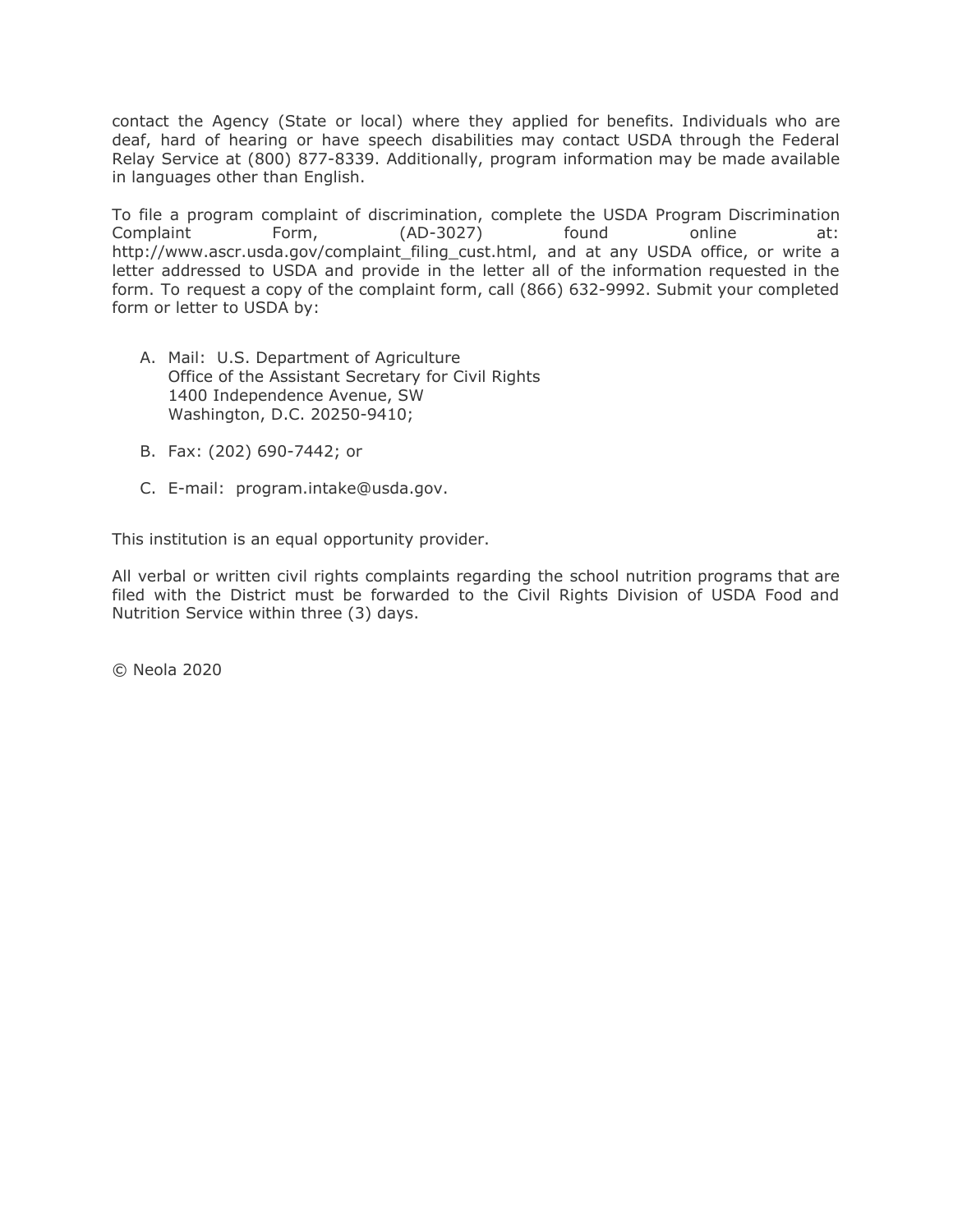contact the Agency (State or local) where they applied for benefits. Individuals who are deaf, hard of hearing or have speech disabilities may contact USDA through the Federal Relay Service at (800) 877-8339. Additionally, program information may be made available in languages other than English.

To file a program complaint of discrimination, complete the USDA Program Discrimination Complaint Form, (AD-3027) found online at: http://www.ascr.usda.gov/complaint_filing_cust.html, and at any USDA office, or write a letter addressed to USDA and provide in the letter all of the information requested in the form. To request a copy of the complaint form, call (866) 632-9992. Submit your completed form or letter to USDA by:

A. Mail: U.S. Department of Agriculture
   Office of the Assistant Secretary for Civil Rights
   1400 Independence Avenue, SW
   Washington, D.C. 20250-9410;

B. Fax: (202) 690-7442; or

C. E-mail: program.intake@usda.gov.

This institution is an equal opportunity provider.

All verbal or written civil rights complaints regarding the school nutrition programs that are filed with the District must be forwarded to the Civil Rights Division of USDA Food and Nutrition Service within three (3) days.

© Neola 2020